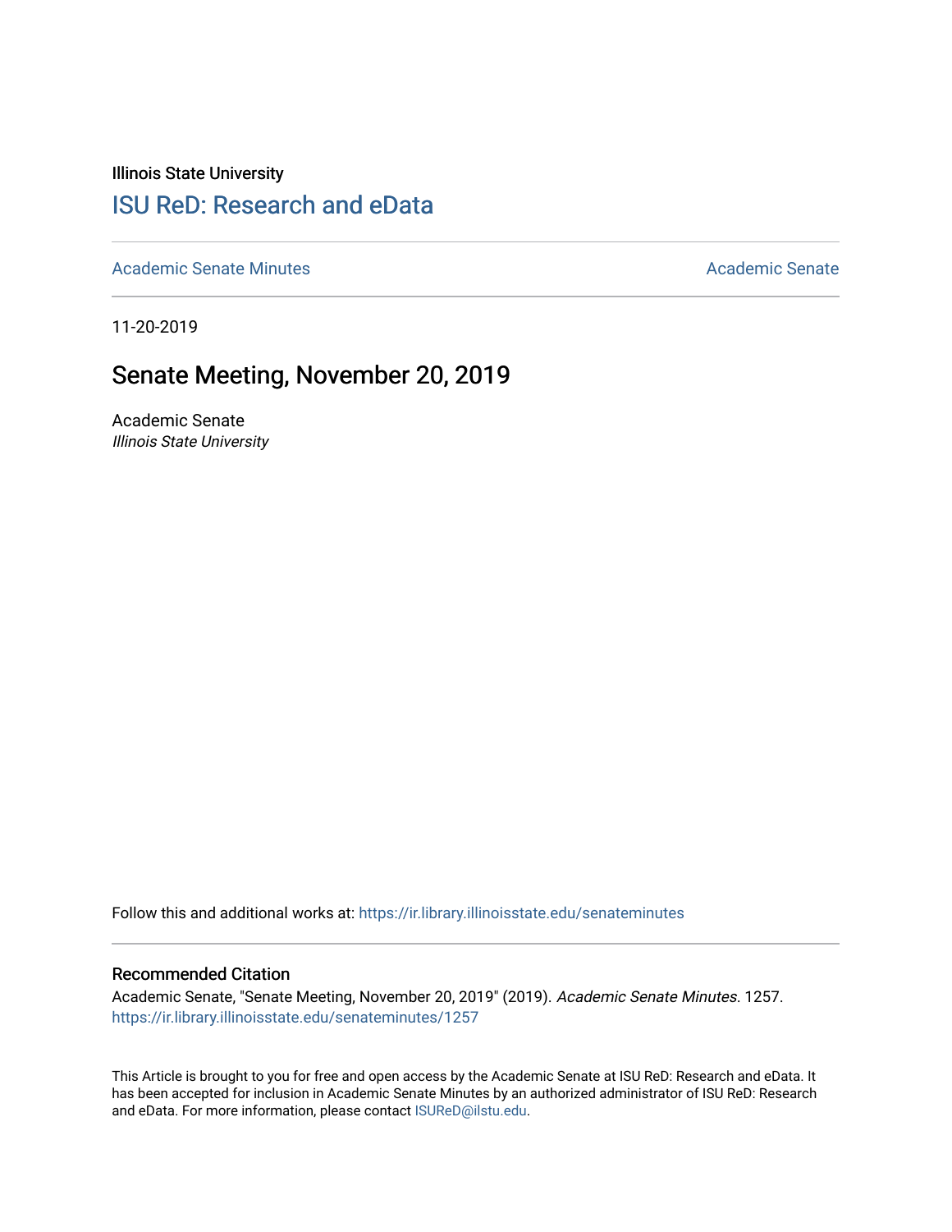Illinois State University

# ISU ReD: Research and eData

Academic Senate Minutes | Academic Senate

11-20-2019

## Senate Meeting, November 20, 2019

Academic Senate
*Illinois State University*

Follow this and additional works at: https://ir.library.illinoisstate.edu/senateminutes

### Recommended Citation

Academic Senate, "Senate Meeting, November 20, 2019" (2019). *Academic Senate Minutes*. 1257.
https://ir.library.illinoisstate.edu/senateminutes/1257

This Article is brought to you for free and open access by the Academic Senate at ISU ReD: Research and eData. It has been accepted for inclusion in Academic Senate Minutes by an authorized administrator of ISU ReD: Research and eData. For more information, please contact ISUReD@ilstu.edu.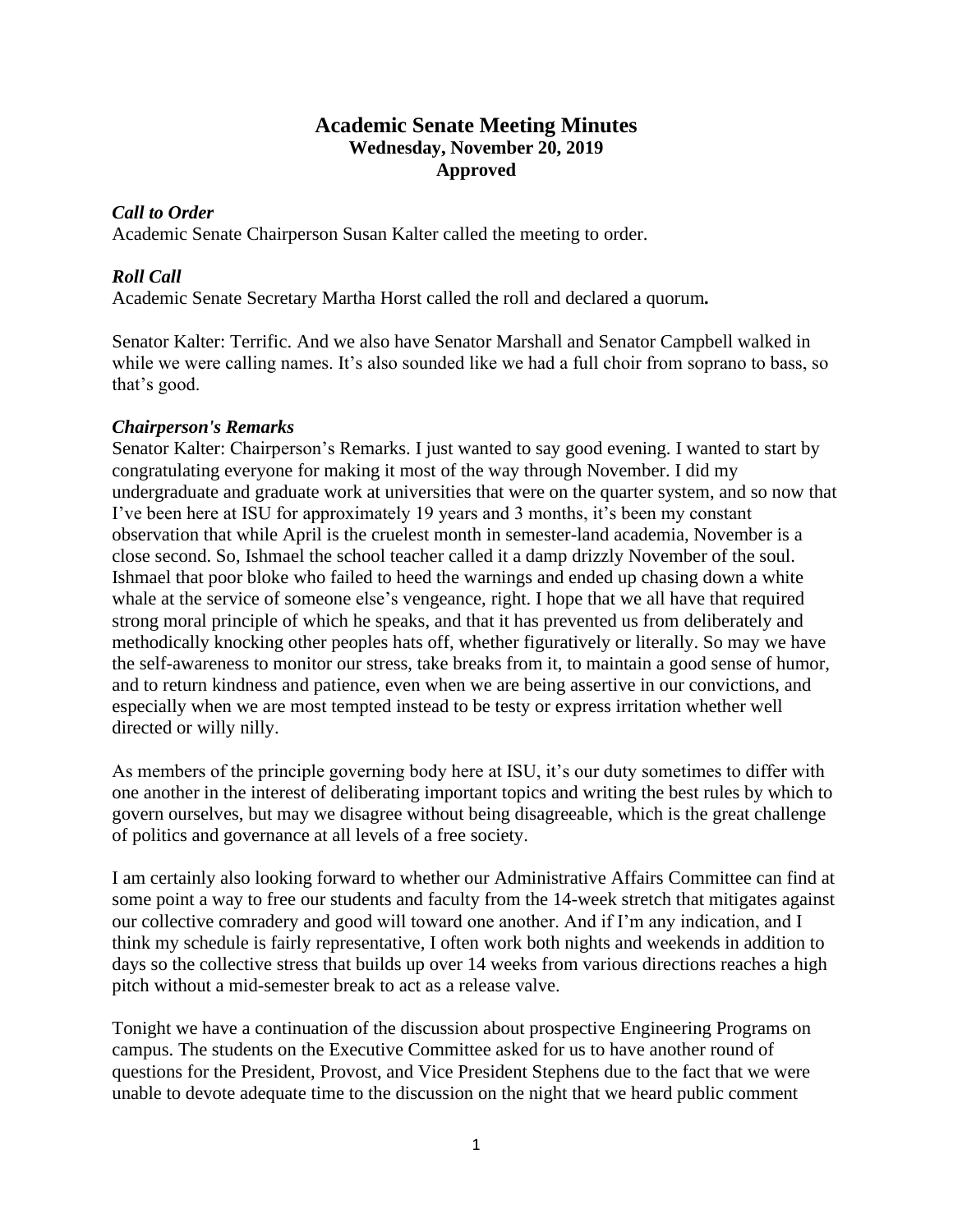# Academic Senate Meeting Minutes
## Wednesday, November 20, 2019
## Approved

### *Call to Order*

Academic Senate Chairperson Susan Kalter called the meeting to order.

### *Roll Call*

Academic Senate Secretary Martha Horst called the roll and declared a quorum**.**

Senator Kalter: Terrific. And we also have Senator Marshall and Senator Campbell walked in while we were calling names. It's also sounded like we had a full choir from soprano to bass, so that's good.

### *Chairperson's Remarks*

Senator Kalter: Chairperson's Remarks. I just wanted to say good evening. I wanted to start by congratulating everyone for making it most of the way through November. I did my undergraduate and graduate work at universities that were on the quarter system, and so now that I've been here at ISU for approximately 19 years and 3 months, it's been my constant observation that while April is the cruelest month in semester-land academia, November is a close second. So, Ishmael the school teacher called it a damp drizzly November of the soul. Ishmael that poor bloke who failed to heed the warnings and ended up chasing down a white whale at the service of someone else's vengeance, right. I hope that we all have that required strong moral principle of which he speaks, and that it has prevented us from deliberately and methodically knocking other peoples hats off, whether figuratively or literally. So may we have the self-awareness to monitor our stress, take breaks from it, to maintain a good sense of humor, and to return kindness and patience, even when we are being assertive in our convictions, and especially when we are most tempted instead to be testy or express irritation whether well directed or willy nilly.

As members of the principle governing body here at ISU, it's our duty sometimes to differ with one another in the interest of deliberating important topics and writing the best rules by which to govern ourselves, but may we disagree without being disagreeable, which is the great challenge of politics and governance at all levels of a free society.

I am certainly also looking forward to whether our Administrative Affairs Committee can find at some point a way to free our students and faculty from the 14-week stretch that mitigates against our collective comradery and good will toward one another. And if I'm any indication, and I think my schedule is fairly representative, I often work both nights and weekends in addition to days so the collective stress that builds up over 14 weeks from various directions reaches a high pitch without a mid-semester break to act as a release valve.

Tonight we have a continuation of the discussion about prospective Engineering Programs on campus. The students on the Executive Committee asked for us to have another round of questions for the President, Provost, and Vice President Stephens due to the fact that we were unable to devote adequate time to the discussion on the night that we heard public comment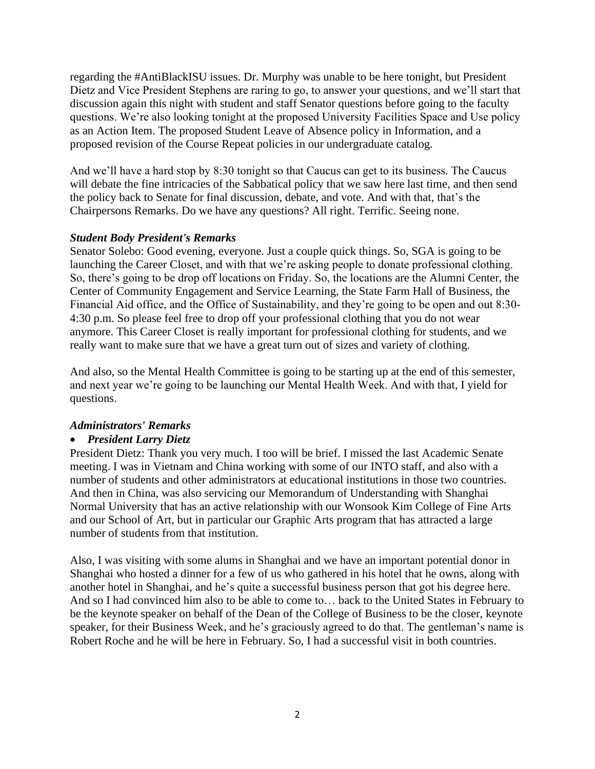regarding the #AntiBlackISU issues. Dr. Murphy was unable to be here tonight, but President Dietz and Vice President Stephens are raring to go, to answer your questions, and we'll start that discussion again this night with student and staff Senator questions before going to the faculty questions. We're also looking tonight at the proposed University Facilities Space and Use policy as an Action Item. The proposed Student Leave of Absence policy in Information, and a proposed revision of the Course Repeat policies in our undergraduate catalog.

And we'll have a hard stop by 8:30 tonight so that Caucus can get to its business. The Caucus will debate the fine intricacies of the Sabbatical policy that we saw here last time, and then send the policy back to Senate for final discussion, debate, and vote. And with that, that's the Chairpersons Remarks. Do we have any questions? All right. Terrific. Seeing none.

***Student Body President's Remarks***

Senator Solebo: Good evening, everyone. Just a couple quick things. So, SGA is going to be launching the Career Closet, and with that we're asking people to donate professional clothing. So, there's going to be drop off locations on Friday. So, the locations are the Alumni Center, the Center of Community Engagement and Service Learning, the State Farm Hall of Business, the Financial Aid office, and the Office of Sustainability, and they're going to be open and out 8:30-4:30 p.m. So please feel free to drop off your professional clothing that you do not wear anymore. This Career Closet is really important for professional clothing for students, and we really want to make sure that we have a great turn out of sizes and variety of clothing.

And also, so the Mental Health Committee is going to be starting up at the end of this semester, and next year we're going to be launching our Mental Health Week. And with that, I yield for questions.

***Administrators' Remarks***

- ***President Larry Dietz***

President Dietz: Thank you very much. I too will be brief. I missed the last Academic Senate meeting. I was in Vietnam and China working with some of our INTO staff, and also with a number of students and other administrators at educational institutions in those two countries. And then in China, was also servicing our Memorandum of Understanding with Shanghai Normal University that has an active relationship with our Wonsook Kim College of Fine Arts and our School of Art, but in particular our Graphic Arts program that has attracted a large number of students from that institution.

Also, I was visiting with some alums in Shanghai and we have an important potential donor in Shanghai who hosted a dinner for a few of us who gathered in his hotel that he owns, along with another hotel in Shanghai, and he's quite a successful business person that got his degree here. And so I had convinced him also to be able to come to… back to the United States in February to be the keynote speaker on behalf of the Dean of the College of Business to be the closer, keynote speaker, for their Business Week, and he's graciously agreed to do that. The gentleman's name is Robert Roche and he will be here in February. So, I had a successful visit in both countries.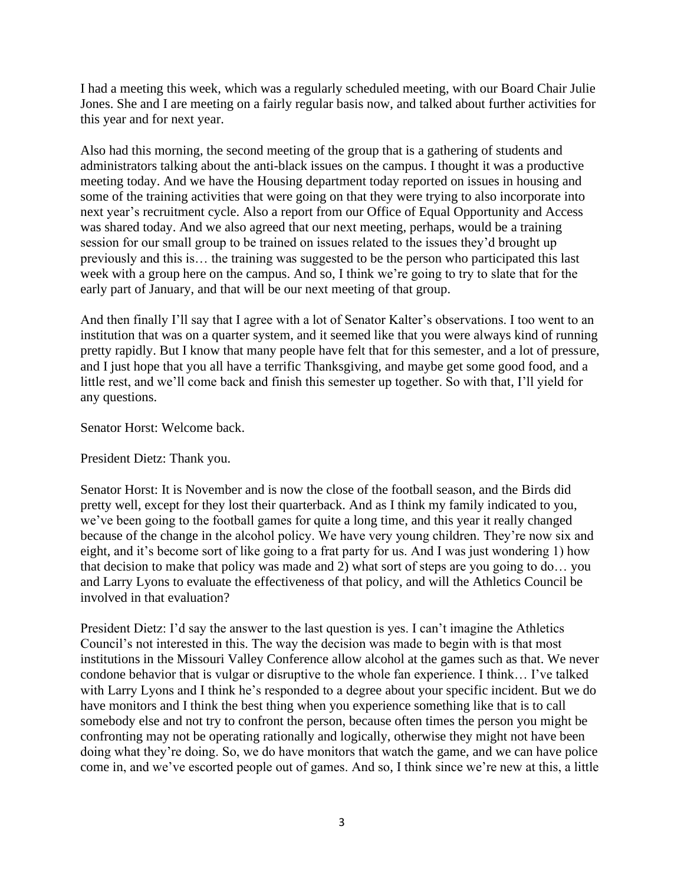I had a meeting this week, which was a regularly scheduled meeting, with our Board Chair Julie Jones. She and I are meeting on a fairly regular basis now, and talked about further activities for this year and for next year.

Also had this morning, the second meeting of the group that is a gathering of students and administrators talking about the anti-black issues on the campus. I thought it was a productive meeting today. And we have the Housing department today reported on issues in housing and some of the training activities that were going on that they were trying to also incorporate into next year's recruitment cycle. Also a report from our Office of Equal Opportunity and Access was shared today. And we also agreed that our next meeting, perhaps, would be a training session for our small group to be trained on issues related to the issues they'd brought up previously and this is… the training was suggested to be the person who participated this last week with a group here on the campus. And so, I think we're going to try to slate that for the early part of January, and that will be our next meeting of that group.

And then finally I'll say that I agree with a lot of Senator Kalter's observations. I too went to an institution that was on a quarter system, and it seemed like that you were always kind of running pretty rapidly. But I know that many people have felt that for this semester, and a lot of pressure, and I just hope that you all have a terrific Thanksgiving, and maybe get some good food, and a little rest, and we'll come back and finish this semester up together. So with that, I'll yield for any questions.

Senator Horst: Welcome back.

President Dietz: Thank you.

Senator Horst: It is November and is now the close of the football season, and the Birds did pretty well, except for they lost their quarterback. And as I think my family indicated to you, we've been going to the football games for quite a long time, and this year it really changed because of the change in the alcohol policy. We have very young children. They're now six and eight, and it's become sort of like going to a frat party for us. And I was just wondering 1) how that decision to make that policy was made and 2) what sort of steps are you going to do… you and Larry Lyons to evaluate the effectiveness of that policy, and will the Athletics Council be involved in that evaluation?

President Dietz: I'd say the answer to the last question is yes. I can't imagine the Athletics Council's not interested in this. The way the decision was made to begin with is that most institutions in the Missouri Valley Conference allow alcohol at the games such as that. We never condone behavior that is vulgar or disruptive to the whole fan experience. I think… I've talked with Larry Lyons and I think he's responded to a degree about your specific incident. But we do have monitors and I think the best thing when you experience something like that is to call somebody else and not try to confront the person, because often times the person you might be confronting may not be operating rationally and logically, otherwise they might not have been doing what they're doing. So, we do have monitors that watch the game, and we can have police come in, and we've escorted people out of games. And so, I think since we're new at this, a little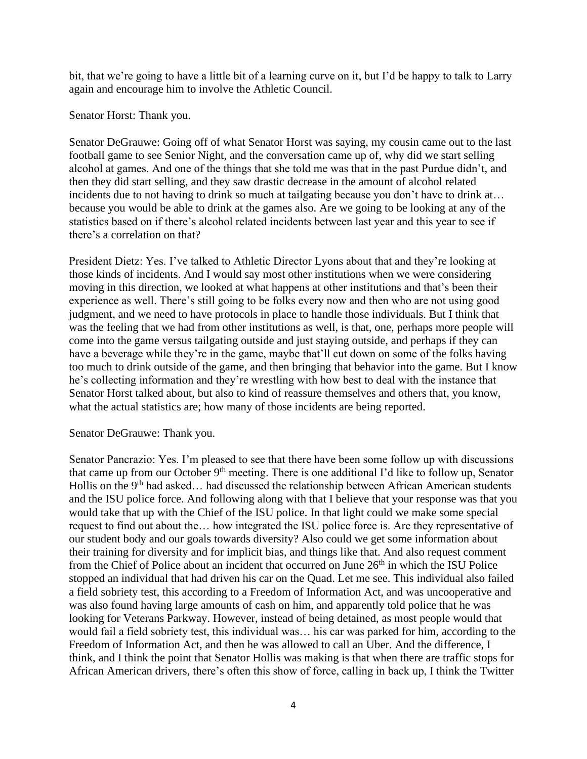bit, that we're going to have a little bit of a learning curve on it, but I'd be happy to talk to Larry again and encourage him to involve the Athletic Council.

Senator Horst: Thank you.

Senator DeGrauwe: Going off of what Senator Horst was saying, my cousin came out to the last football game to see Senior Night, and the conversation came up of, why did we start selling alcohol at games. And one of the things that she told me was that in the past Purdue didn't, and then they did start selling, and they saw drastic decrease in the amount of alcohol related incidents due to not having to drink so much at tailgating because you don't have to drink at… because you would be able to drink at the games also. Are we going to be looking at any of the statistics based on if there's alcohol related incidents between last year and this year to see if there's a correlation on that?

President Dietz: Yes. I've talked to Athletic Director Lyons about that and they're looking at those kinds of incidents. And I would say most other institutions when we were considering moving in this direction, we looked at what happens at other institutions and that's been their experience as well. There's still going to be folks every now and then who are not using good judgment, and we need to have protocols in place to handle those individuals. But I think that was the feeling that we had from other institutions as well, is that, one, perhaps more people will come into the game versus tailgating outside and just staying outside, and perhaps if they can have a beverage while they're in the game, maybe that'll cut down on some of the folks having too much to drink outside of the game, and then bringing that behavior into the game. But I know he's collecting information and they're wrestling with how best to deal with the instance that Senator Horst talked about, but also to kind of reassure themselves and others that, you know, what the actual statistics are; how many of those incidents are being reported.

Senator DeGrauwe: Thank you.

Senator Pancrazio: Yes. I'm pleased to see that there have been some follow up with discussions that came up from our October 9th meeting. There is one additional I'd like to follow up, Senator Hollis on the 9th had asked… had discussed the relationship between African American students and the ISU police force. And following along with that I believe that your response was that you would take that up with the Chief of the ISU police. In that light could we make some special request to find out about the… how integrated the ISU police force is. Are they representative of our student body and our goals towards diversity? Also could we get some information about their training for diversity and for implicit bias, and things like that. And also request comment from the Chief of Police about an incident that occurred on June 26th in which the ISU Police stopped an individual that had driven his car on the Quad. Let me see. This individual also failed a field sobriety test, this according to a Freedom of Information Act, and was uncooperative and was also found having large amounts of cash on him, and apparently told police that he was looking for Veterans Parkway. However, instead of being detained, as most people would that would fail a field sobriety test, this individual was… his car was parked for him, according to the Freedom of Information Act, and then he was allowed to call an Uber. And the difference, I think, and I think the point that Senator Hollis was making is that when there are traffic stops for African American drivers, there's often this show of force, calling in back up, I think the Twitter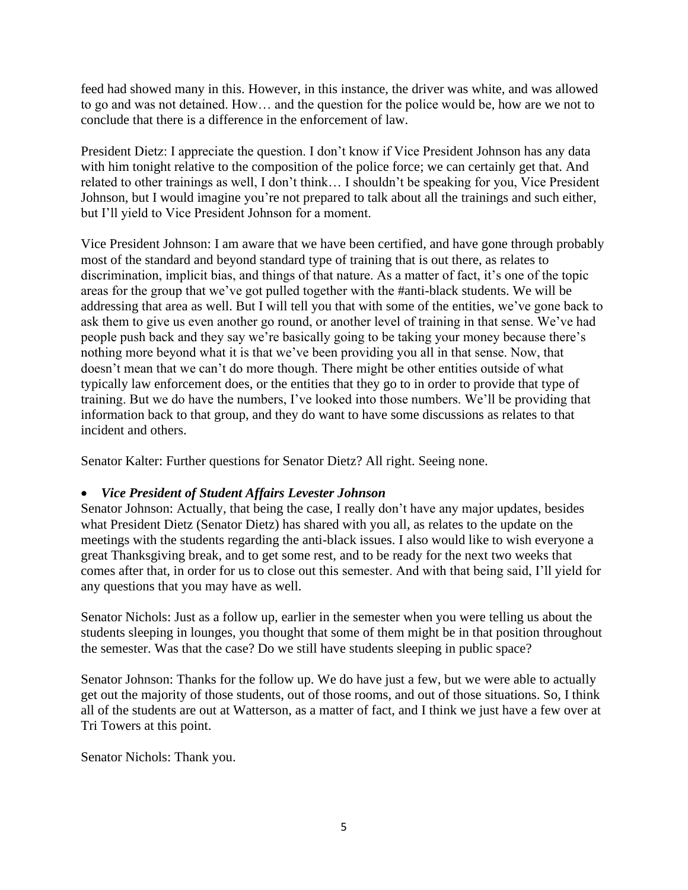feed had showed many in this. However, in this instance, the driver was white, and was allowed to go and was not detained. How… and the question for the police would be, how are we not to conclude that there is a difference in the enforcement of law.

President Dietz: I appreciate the question. I don't know if Vice President Johnson has any data with him tonight relative to the composition of the police force; we can certainly get that. And related to other trainings as well, I don't think… I shouldn't be speaking for you, Vice President Johnson, but I would imagine you're not prepared to talk about all the trainings and such either, but I'll yield to Vice President Johnson for a moment.

Vice President Johnson: I am aware that we have been certified, and have gone through probably most of the standard and beyond standard type of training that is out there, as relates to discrimination, implicit bias, and things of that nature. As a matter of fact, it's one of the topic areas for the group that we've got pulled together with the #anti-black students. We will be addressing that area as well. But I will tell you that with some of the entities, we've gone back to ask them to give us even another go round, or another level of training in that sense. We've had people push back and they say we're basically going to be taking your money because there's nothing more beyond what it is that we've been providing you all in that sense. Now, that doesn't mean that we can't do more though. There might be other entities outside of what typically law enforcement does, or the entities that they go to in order to provide that type of training. But we do have the numbers, I've looked into those numbers. We'll be providing that information back to that group, and they do want to have some discussions as relates to that incident and others.

Senator Kalter: Further questions for Senator Dietz? All right. Seeing none.

- ***Vice President of Student Affairs Levester Johnson***

Senator Johnson: Actually, that being the case, I really don't have any major updates, besides what President Dietz (Senator Dietz) has shared with you all, as relates to the update on the meetings with the students regarding the anti-black issues. I also would like to wish everyone a great Thanksgiving break, and to get some rest, and to be ready for the next two weeks that comes after that, in order for us to close out this semester. And with that being said, I'll yield for any questions that you may have as well.

Senator Nichols: Just as a follow up, earlier in the semester when you were telling us about the students sleeping in lounges, you thought that some of them might be in that position throughout the semester. Was that the case? Do we still have students sleeping in public space?

Senator Johnson: Thanks for the follow up. We do have just a few, but we were able to actually get out the majority of those students, out of those rooms, and out of those situations. So, I think all of the students are out at Watterson, as a matter of fact, and I think we just have a few over at Tri Towers at this point.

Senator Nichols: Thank you.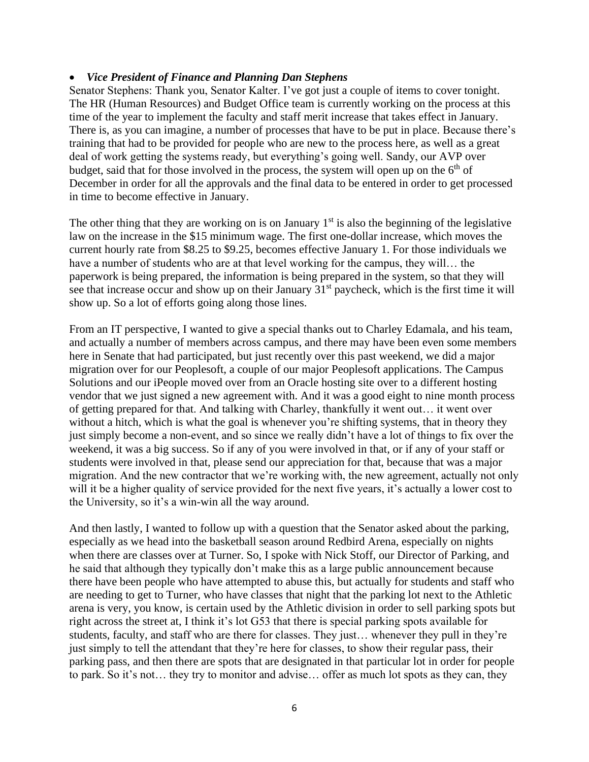- ***Vice President of Finance and Planning Dan Stephens***

Senator Stephens: Thank you, Senator Kalter. I've got just a couple of items to cover tonight. The HR (Human Resources) and Budget Office team is currently working on the process at this time of the year to implement the faculty and staff merit increase that takes effect in January. There is, as you can imagine, a number of processes that have to be put in place. Because there's training that had to be provided for people who are new to the process here, as well as a great deal of work getting the systems ready, but everything's going well. Sandy, our AVP over budget, said that for those involved in the process, the system will open up on the 6th of December in order for all the approvals and the final data to be entered in order to get processed in time to become effective in January.

The other thing that they are working on is on January 1st is also the beginning of the legislative law on the increase in the $15 minimum wage. The first one-dollar increase, which moves the current hourly rate from $8.25 to $9.25, becomes effective January 1. For those individuals we have a number of students who are at that level working for the campus, they will… the paperwork is being prepared, the information is being prepared in the system, so that they will see that increase occur and show up on their January 31st paycheck, which is the first time it will show up. So a lot of efforts going along those lines.

From an IT perspective, I wanted to give a special thanks out to Charley Edamala, and his team, and actually a number of members across campus, and there may have been even some members here in Senate that had participated, but just recently over this past weekend, we did a major migration over for our Peoplesoft, a couple of our major Peoplesoft applications. The Campus Solutions and our iPeople moved over from an Oracle hosting site over to a different hosting vendor that we just signed a new agreement with. And it was a good eight to nine month process of getting prepared for that. And talking with Charley, thankfully it went out… it went over without a hitch, which is what the goal is whenever you're shifting systems, that in theory they just simply become a non-event, and so since we really didn't have a lot of things to fix over the weekend, it was a big success. So if any of you were involved in that, or if any of your staff or students were involved in that, please send our appreciation for that, because that was a major migration. And the new contractor that we're working with, the new agreement, actually not only will it be a higher quality of service provided for the next five years, it's actually a lower cost to the University, so it's a win-win all the way around.

And then lastly, I wanted to follow up with a question that the Senator asked about the parking, especially as we head into the basketball season around Redbird Arena, especially on nights when there are classes over at Turner. So, I spoke with Nick Stoff, our Director of Parking, and he said that although they typically don't make this as a large public announcement because there have been people who have attempted to abuse this, but actually for students and staff who are needing to get to Turner, who have classes that night that the parking lot next to the Athletic arena is very, you know, is certain used by the Athletic division in order to sell parking spots but right across the street at, I think it's lot G53 that there is special parking spots available for students, faculty, and staff who are there for classes. They just… whenever they pull in they're just simply to tell the attendant that they're here for classes, to show their regular pass, their parking pass, and then there are spots that are designated in that particular lot in order for people to park. So it's not… they try to monitor and advise… offer as much lot spots as they can, they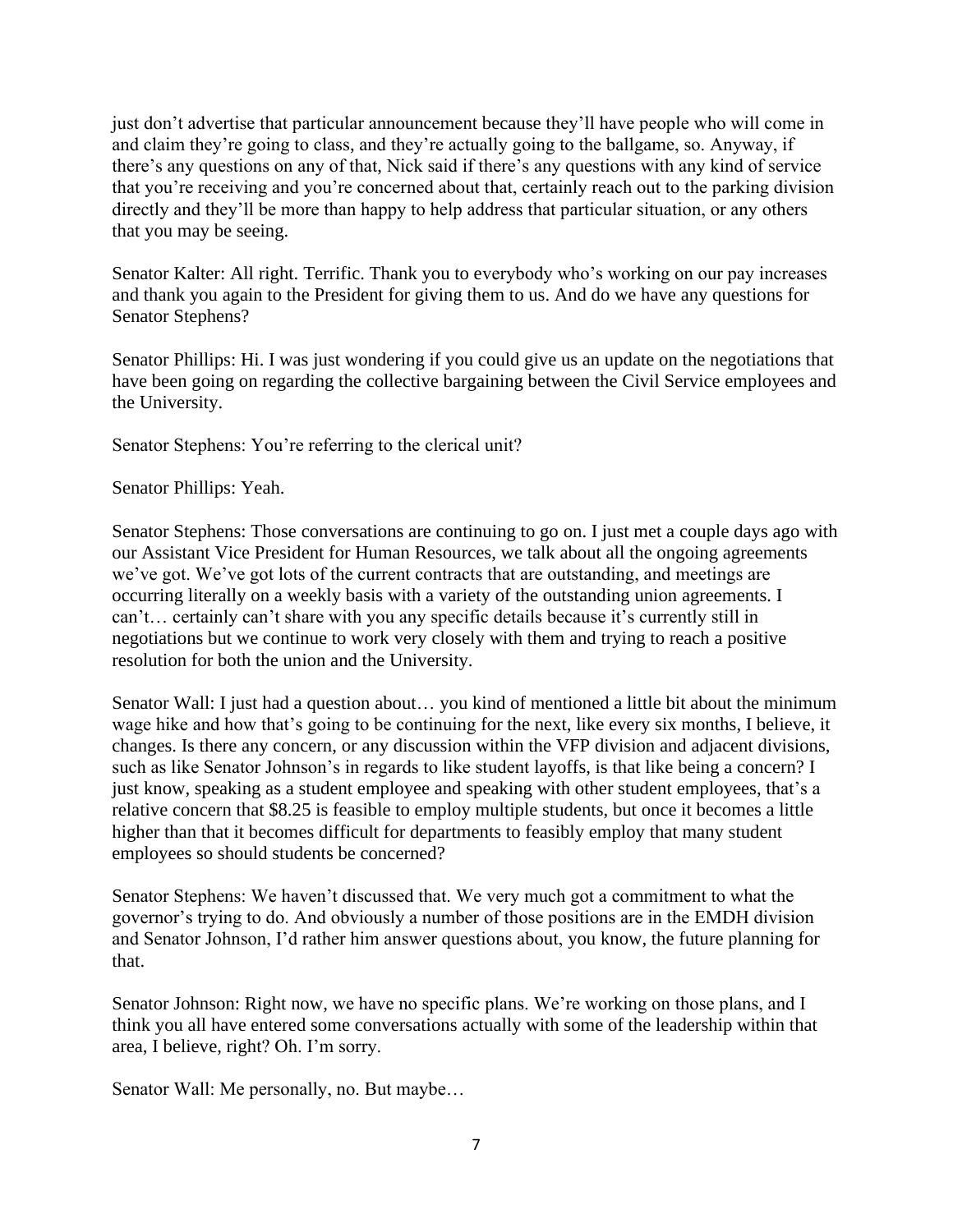just don't advertise that particular announcement because they'll have people who will come in and claim they're going to class, and they're actually going to the ballgame, so. Anyway, if there's any questions on any of that, Nick said if there's any questions with any kind of service that you're receiving and you're concerned about that, certainly reach out to the parking division directly and they'll be more than happy to help address that particular situation, or any others that you may be seeing.

Senator Kalter: All right. Terrific. Thank you to everybody who's working on our pay increases and thank you again to the President for giving them to us. And do we have any questions for Senator Stephens?

Senator Phillips: Hi. I was just wondering if you could give us an update on the negotiations that have been going on regarding the collective bargaining between the Civil Service employees and the University.

Senator Stephens: You're referring to the clerical unit?

Senator Phillips: Yeah.

Senator Stephens: Those conversations are continuing to go on. I just met a couple days ago with our Assistant Vice President for Human Resources, we talk about all the ongoing agreements we've got. We've got lots of the current contracts that are outstanding, and meetings are occurring literally on a weekly basis with a variety of the outstanding union agreements. I can't… certainly can't share with you any specific details because it's currently still in negotiations but we continue to work very closely with them and trying to reach a positive resolution for both the union and the University.

Senator Wall: I just had a question about… you kind of mentioned a little bit about the minimum wage hike and how that's going to be continuing for the next, like every six months, I believe, it changes. Is there any concern, or any discussion within the VFP division and adjacent divisions, such as like Senator Johnson's in regards to like student layoffs, is that like being a concern? I just know, speaking as a student employee and speaking with other student employees, that's a relative concern that $8.25 is feasible to employ multiple students, but once it becomes a little higher than that it becomes difficult for departments to feasibly employ that many student employees so should students be concerned?

Senator Stephens: We haven't discussed that. We very much got a commitment to what the governor's trying to do. And obviously a number of those positions are in the EMDH division and Senator Johnson, I'd rather him answer questions about, you know, the future planning for that.

Senator Johnson: Right now, we have no specific plans. We're working on those plans, and I think you all have entered some conversations actually with some of the leadership within that area, I believe, right? Oh. I'm sorry.

Senator Wall: Me personally, no. But maybe…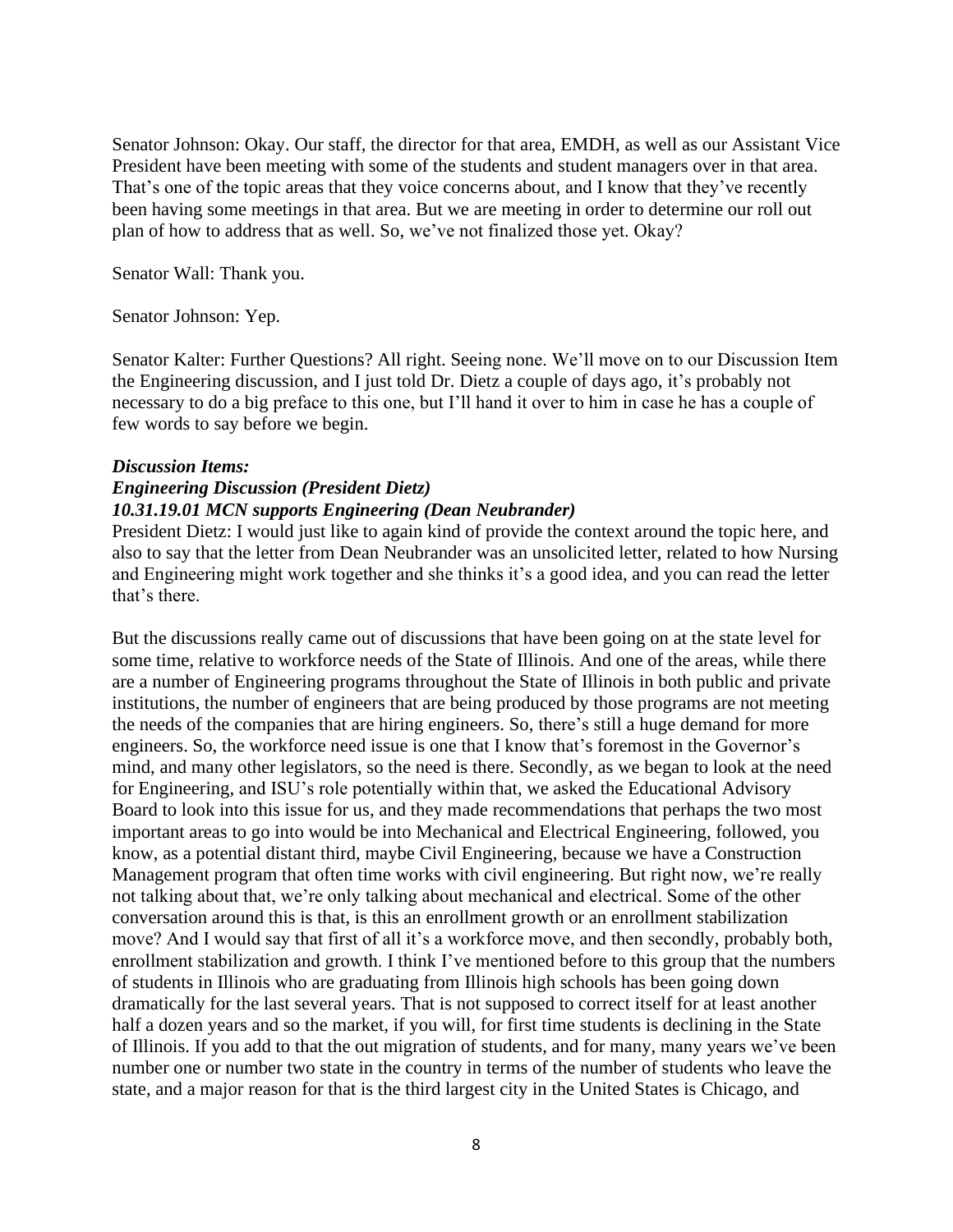Senator Johnson: Okay. Our staff, the director for that area, EMDH, as well as our Assistant Vice President have been meeting with some of the students and student managers over in that area. That's one of the topic areas that they voice concerns about, and I know that they've recently been having some meetings in that area. But we are meeting in order to determine our roll out plan of how to address that as well. So, we've not finalized those yet. Okay?

Senator Wall: Thank you.

Senator Johnson: Yep.

Senator Kalter: Further Questions? All right. Seeing none. We'll move on to our Discussion Item the Engineering discussion, and I just told Dr. Dietz a couple of days ago, it's probably not necessary to do a big preface to this one, but I'll hand it over to him in case he has a couple of few words to say before we begin.

***Discussion Items:***
***Engineering Discussion (President Dietz)***
***10.31.19.01 MCN supports Engineering (Dean Neubrander)***

President Dietz: I would just like to again kind of provide the context around the topic here, and also to say that the letter from Dean Neubrander was an unsolicited letter, related to how Nursing and Engineering might work together and she thinks it's a good idea, and you can read the letter that's there.

But the discussions really came out of discussions that have been going on at the state level for some time, relative to workforce needs of the State of Illinois. And one of the areas, while there are a number of Engineering programs throughout the State of Illinois in both public and private institutions, the number of engineers that are being produced by those programs are not meeting the needs of the companies that are hiring engineers. So, there's still a huge demand for more engineers. So, the workforce need issue is one that I know that's foremost in the Governor's mind, and many other legislators, so the need is there. Secondly, as we began to look at the need for Engineering, and ISU's role potentially within that, we asked the Educational Advisory Board to look into this issue for us, and they made recommendations that perhaps the two most important areas to go into would be into Mechanical and Electrical Engineering, followed, you know, as a potential distant third, maybe Civil Engineering, because we have a Construction Management program that often time works with civil engineering. But right now, we're really not talking about that, we're only talking about mechanical and electrical. Some of the other conversation around this is that, is this an enrollment growth or an enrollment stabilization move? And I would say that first of all it's a workforce move, and then secondly, probably both, enrollment stabilization and growth. I think I've mentioned before to this group that the numbers of students in Illinois who are graduating from Illinois high schools has been going down dramatically for the last several years. That is not supposed to correct itself for at least another half a dozen years and so the market, if you will, for first time students is declining in the State of Illinois. If you add to that the out migration of students, and for many, many years we've been number one or number two state in the country in terms of the number of students who leave the state, and a major reason for that is the third largest city in the United States is Chicago, and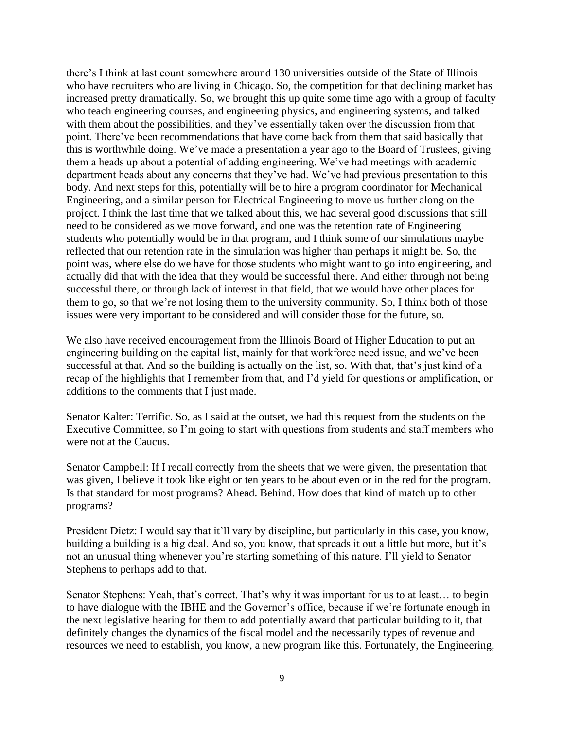there's I think at last count somewhere around 130 universities outside of the State of Illinois who have recruiters who are living in Chicago. So, the competition for that declining market has increased pretty dramatically. So, we brought this up quite some time ago with a group of faculty who teach engineering courses, and engineering physics, and engineering systems, and talked with them about the possibilities, and they've essentially taken over the discussion from that point. There've been recommendations that have come back from them that said basically that this is worthwhile doing. We've made a presentation a year ago to the Board of Trustees, giving them a heads up about a potential of adding engineering. We've had meetings with academic department heads about any concerns that they've had. We've had previous presentation to this body. And next steps for this, potentially will be to hire a program coordinator for Mechanical Engineering, and a similar person for Electrical Engineering to move us further along on the project. I think the last time that we talked about this, we had several good discussions that still need to be considered as we move forward, and one was the retention rate of Engineering students who potentially would be in that program, and I think some of our simulations maybe reflected that our retention rate in the simulation was higher than perhaps it might be. So, the point was, where else do we have for those students who might want to go into engineering, and actually did that with the idea that they would be successful there. And either through not being successful there, or through lack of interest in that field, that we would have other places for them to go, so that we're not losing them to the university community. So, I think both of those issues were very important to be considered and will consider those for the future, so.

We also have received encouragement from the Illinois Board of Higher Education to put an engineering building on the capital list, mainly for that workforce need issue, and we've been successful at that. And so the building is actually on the list, so. With that, that's just kind of a recap of the highlights that I remember from that, and I'd yield for questions or amplification, or additions to the comments that I just made.

Senator Kalter: Terrific. So, as I said at the outset, we had this request from the students on the Executive Committee, so I'm going to start with questions from students and staff members who were not at the Caucus.

Senator Campbell: If I recall correctly from the sheets that we were given, the presentation that was given, I believe it took like eight or ten years to be about even or in the red for the program. Is that standard for most programs? Ahead. Behind. How does that kind of match up to other programs?

President Dietz: I would say that it'll vary by discipline, but particularly in this case, you know, building a building is a big deal. And so, you know, that spreads it out a little but more, but it's not an unusual thing whenever you're starting something of this nature. I'll yield to Senator Stephens to perhaps add to that.

Senator Stephens: Yeah, that's correct. That's why it was important for us to at least… to begin to have dialogue with the IBHE and the Governor's office, because if we're fortunate enough in the next legislative hearing for them to add potentially award that particular building to it, that definitely changes the dynamics of the fiscal model and the necessarily types of revenue and resources we need to establish, you know, a new program like this. Fortunately, the Engineering,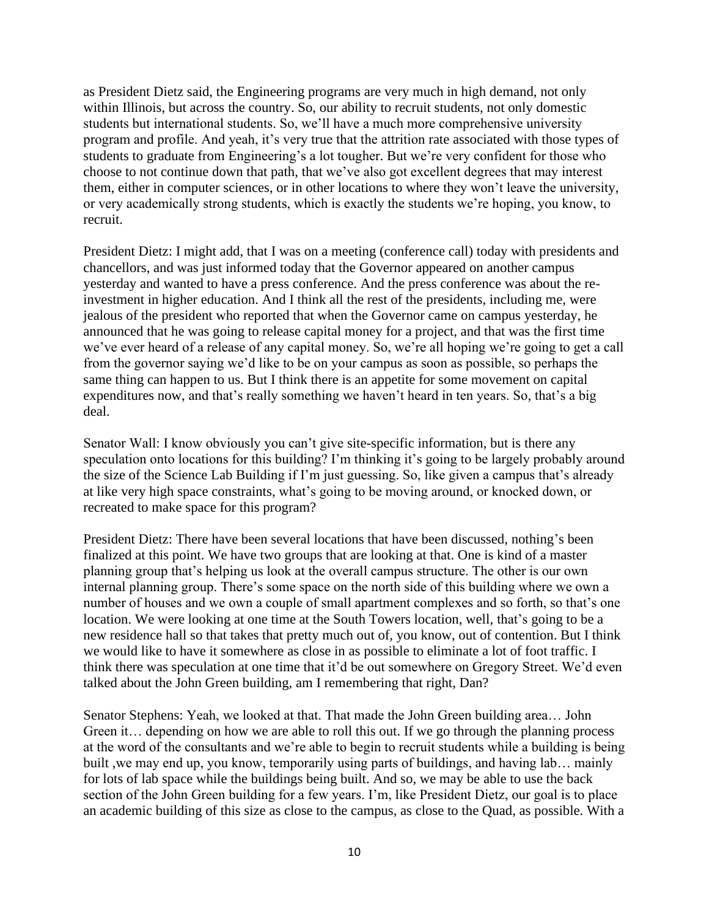as President Dietz said, the Engineering programs are very much in high demand, not only within Illinois, but across the country. So, our ability to recruit students, not only domestic students but international students. So, we'll have a much more comprehensive university program and profile. And yeah, it's very true that the attrition rate associated with those types of students to graduate from Engineering's a lot tougher. But we're very confident for those who choose to not continue down that path, that we've also got excellent degrees that may interest them, either in computer sciences, or in other locations to where they won't leave the university, or very academically strong students, which is exactly the students we're hoping, you know, to recruit.

President Dietz: I might add, that I was on a meeting (conference call) today with presidents and chancellors, and was just informed today that the Governor appeared on another campus yesterday and wanted to have a press conference. And the press conference was about the re-investment in higher education. And I think all the rest of the presidents, including me, were jealous of the president who reported that when the Governor came on campus yesterday, he announced that he was going to release capital money for a project, and that was the first time we've ever heard of a release of any capital money. So, we're all hoping we're going to get a call from the governor saying we'd like to be on your campus as soon as possible, so perhaps the same thing can happen to us. But I think there is an appetite for some movement on capital expenditures now, and that's really something we haven't heard in ten years. So, that's a big deal.

Senator Wall: I know obviously you can't give site-specific information, but is there any speculation onto locations for this building? I'm thinking it's going to be largely probably around the size of the Science Lab Building if I'm just guessing. So, like given a campus that's already at like very high space constraints, what's going to be moving around, or knocked down, or recreated to make space for this program?

President Dietz: There have been several locations that have been discussed, nothing's been finalized at this point. We have two groups that are looking at that. One is kind of a master planning group that's helping us look at the overall campus structure. The other is our own internal planning group. There's some space on the north side of this building where we own a number of houses and we own a couple of small apartment complexes and so forth, so that's one location. We were looking at one time at the South Towers location, well, that's going to be a new residence hall so that takes that pretty much out of, you know, out of contention. But I think we would like to have it somewhere as close in as possible to eliminate a lot of foot traffic. I think there was speculation at one time that it'd be out somewhere on Gregory Street. We'd even talked about the John Green building, am I remembering that right, Dan?

Senator Stephens: Yeah, we looked at that. That made the John Green building area… John Green it… depending on how we are able to roll this out. If we go through the planning process at the word of the consultants and we're able to begin to recruit students while a building is being built ,we may end up, you know, temporarily using parts of buildings, and having lab… mainly for lots of lab space while the buildings being built. And so, we may be able to use the back section of the John Green building for a few years. I'm, like President Dietz, our goal is to place an academic building of this size as close to the campus, as close to the Quad, as possible. With a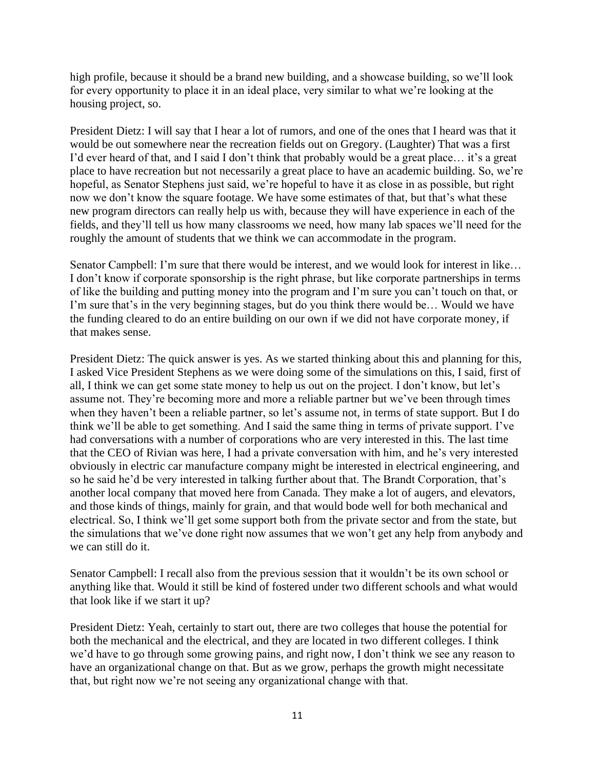high profile, because it should be a brand new building, and a showcase building, so we'll look for every opportunity to place it in an ideal place, very similar to what we're looking at the housing project, so.

President Dietz: I will say that I hear a lot of rumors, and one of the ones that I heard was that it would be out somewhere near the recreation fields out on Gregory. (Laughter) That was a first I'd ever heard of that, and I said I don't think that probably would be a great place… it's a great place to have recreation but not necessarily a great place to have an academic building. So, we're hopeful, as Senator Stephens just said, we're hopeful to have it as close in as possible, but right now we don't know the square footage. We have some estimates of that, but that's what these new program directors can really help us with, because they will have experience in each of the fields, and they'll tell us how many classrooms we need, how many lab spaces we'll need for the roughly the amount of students that we think we can accommodate in the program.

Senator Campbell: I'm sure that there would be interest, and we would look for interest in like… I don't know if corporate sponsorship is the right phrase, but like corporate partnerships in terms of like the building and putting money into the program and I'm sure you can't touch on that, or I'm sure that's in the very beginning stages, but do you think there would be… Would we have the funding cleared to do an entire building on our own if we did not have corporate money, if that makes sense.

President Dietz: The quick answer is yes. As we started thinking about this and planning for this, I asked Vice President Stephens as we were doing some of the simulations on this, I said, first of all, I think we can get some state money to help us out on the project. I don't know, but let's assume not. They're becoming more and more a reliable partner but we've been through times when they haven't been a reliable partner, so let's assume not, in terms of state support. But I do think we'll be able to get something. And I said the same thing in terms of private support. I've had conversations with a number of corporations who are very interested in this. The last time that the CEO of Rivian was here, I had a private conversation with him, and he's very interested obviously in electric car manufacture company might be interested in electrical engineering, and so he said he'd be very interested in talking further about that. The Brandt Corporation, that's another local company that moved here from Canada. They make a lot of augers, and elevators, and those kinds of things, mainly for grain, and that would bode well for both mechanical and electrical. So, I think we'll get some support both from the private sector and from the state, but the simulations that we've done right now assumes that we won't get any help from anybody and we can still do it.

Senator Campbell: I recall also from the previous session that it wouldn't be its own school or anything like that. Would it still be kind of fostered under two different schools and what would that look like if we start it up?

President Dietz: Yeah, certainly to start out, there are two colleges that house the potential for both the mechanical and the electrical, and they are located in two different colleges. I think we'd have to go through some growing pains, and right now, I don't think we see any reason to have an organizational change on that. But as we grow, perhaps the growth might necessitate that, but right now we're not seeing any organizational change with that.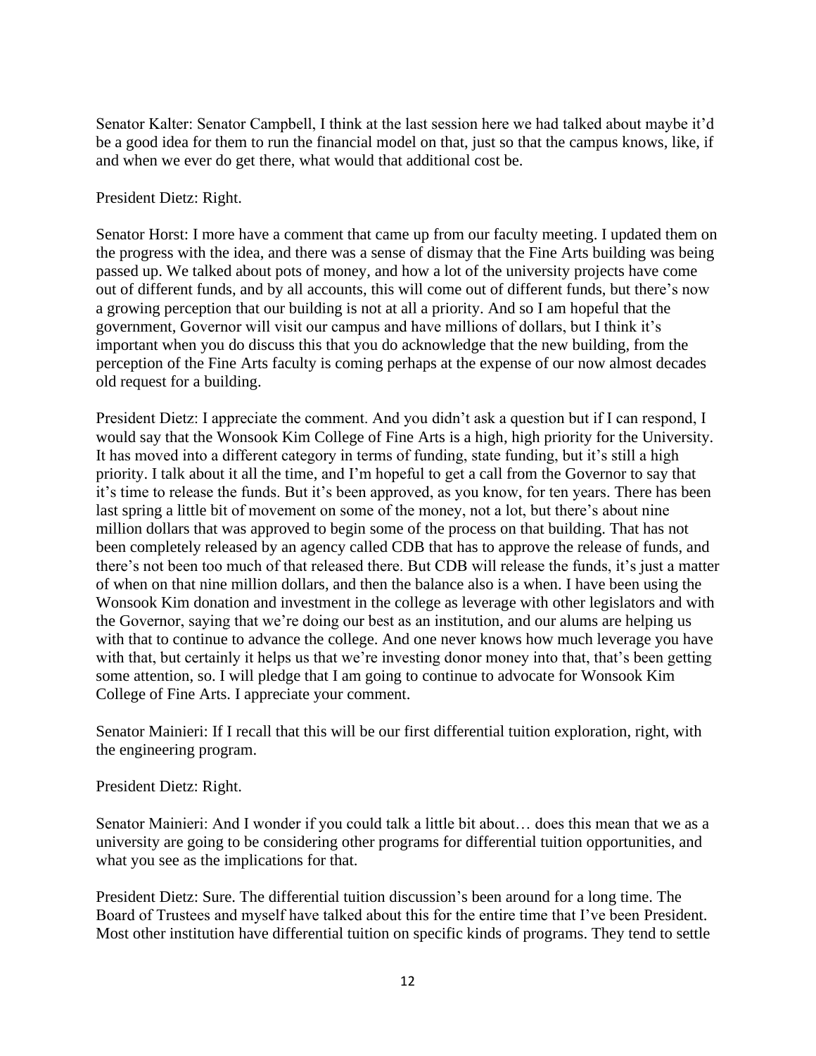Senator Kalter: Senator Campbell, I think at the last session here we had talked about maybe it'd be a good idea for them to run the financial model on that, just so that the campus knows, like, if and when we ever do get there, what would that additional cost be.

President Dietz: Right.

Senator Horst: I more have a comment that came up from our faculty meeting. I updated them on the progress with the idea, and there was a sense of dismay that the Fine Arts building was being passed up. We talked about pots of money, and how a lot of the university projects have come out of different funds, and by all accounts, this will come out of different funds, but there's now a growing perception that our building is not at all a priority. And so I am hopeful that the government, Governor will visit our campus and have millions of dollars, but I think it's important when you do discuss this that you do acknowledge that the new building, from the perception of the Fine Arts faculty is coming perhaps at the expense of our now almost decades old request for a building.

President Dietz: I appreciate the comment. And you didn't ask a question but if I can respond, I would say that the Wonsook Kim College of Fine Arts is a high, high priority for the University. It has moved into a different category in terms of funding, state funding, but it's still a high priority. I talk about it all the time, and I'm hopeful to get a call from the Governor to say that it's time to release the funds. But it's been approved, as you know, for ten years. There has been last spring a little bit of movement on some of the money, not a lot, but there's about nine million dollars that was approved to begin some of the process on that building. That has not been completely released by an agency called CDB that has to approve the release of funds, and there's not been too much of that released there. But CDB will release the funds, it's just a matter of when on that nine million dollars, and then the balance also is a when. I have been using the Wonsook Kim donation and investment in the college as leverage with other legislators and with the Governor, saying that we're doing our best as an institution, and our alums are helping us with that to continue to advance the college. And one never knows how much leverage you have with that, but certainly it helps us that we're investing donor money into that, that's been getting some attention, so. I will pledge that I am going to continue to advocate for Wonsook Kim College of Fine Arts. I appreciate your comment.

Senator Mainieri: If I recall that this will be our first differential tuition exploration, right, with the engineering program.

President Dietz: Right.

Senator Mainieri: And I wonder if you could talk a little bit about… does this mean that we as a university are going to be considering other programs for differential tuition opportunities, and what you see as the implications for that.

President Dietz: Sure. The differential tuition discussion's been around for a long time. The Board of Trustees and myself have talked about this for the entire time that I've been President. Most other institution have differential tuition on specific kinds of programs. They tend to settle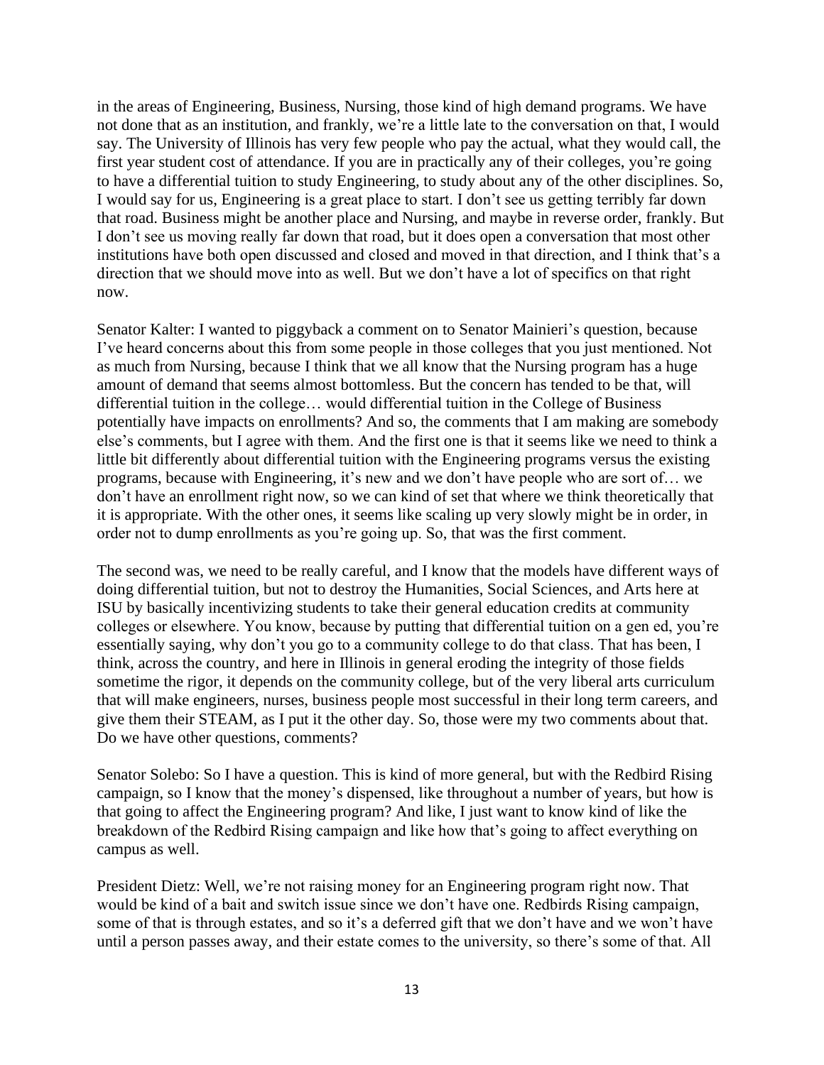in the areas of Engineering, Business, Nursing, those kind of high demand programs. We have not done that as an institution, and frankly, we're a little late to the conversation on that, I would say. The University of Illinois has very few people who pay the actual, what they would call, the first year student cost of attendance. If you are in practically any of their colleges, you're going to have a differential tuition to study Engineering, to study about any of the other disciplines. So, I would say for us, Engineering is a great place to start. I don't see us getting terribly far down that road. Business might be another place and Nursing, and maybe in reverse order, frankly. But I don't see us moving really far down that road, but it does open a conversation that most other institutions have both open discussed and closed and moved in that direction, and I think that's a direction that we should move into as well. But we don't have a lot of specifics on that right now.

Senator Kalter: I wanted to piggyback a comment on to Senator Mainieri's question, because I've heard concerns about this from some people in those colleges that you just mentioned. Not as much from Nursing, because I think that we all know that the Nursing program has a huge amount of demand that seems almost bottomless. But the concern has tended to be that, will differential tuition in the college… would differential tuition in the College of Business potentially have impacts on enrollments? And so, the comments that I am making are somebody else's comments, but I agree with them. And the first one is that it seems like we need to think a little bit differently about differential tuition with the Engineering programs versus the existing programs, because with Engineering, it's new and we don't have people who are sort of… we don't have an enrollment right now, so we can kind of set that where we think theoretically that it is appropriate. With the other ones, it seems like scaling up very slowly might be in order, in order not to dump enrollments as you're going up. So, that was the first comment.

The second was, we need to be really careful, and I know that the models have different ways of doing differential tuition, but not to destroy the Humanities, Social Sciences, and Arts here at ISU by basically incentivizing students to take their general education credits at community colleges or elsewhere. You know, because by putting that differential tuition on a gen ed, you're essentially saying, why don't you go to a community college to do that class. That has been, I think, across the country, and here in Illinois in general eroding the integrity of those fields sometime the rigor, it depends on the community college, but of the very liberal arts curriculum that will make engineers, nurses, business people most successful in their long term careers, and give them their STEAM, as I put it the other day. So, those were my two comments about that. Do we have other questions, comments?

Senator Solebo: So I have a question. This is kind of more general, but with the Redbird Rising campaign, so I know that the money's dispensed, like throughout a number of years, but how is that going to affect the Engineering program? And like, I just want to know kind of like the breakdown of the Redbird Rising campaign and like how that's going to affect everything on campus as well.

President Dietz: Well, we're not raising money for an Engineering program right now. That would be kind of a bait and switch issue since we don't have one. Redbirds Rising campaign, some of that is through estates, and so it's a deferred gift that we don't have and we won't have until a person passes away, and their estate comes to the university, so there's some of that. All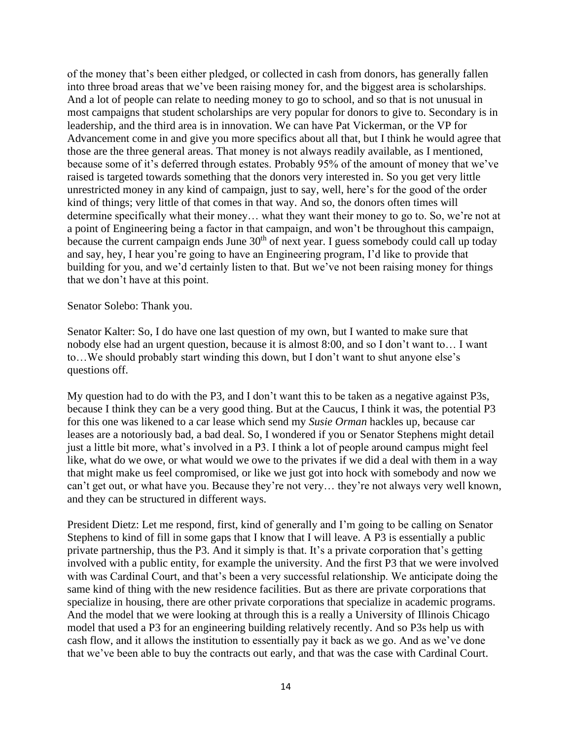of the money that's been either pledged, or collected in cash from donors, has generally fallen into three broad areas that we've been raising money for, and the biggest area is scholarships. And a lot of people can relate to needing money to go to school, and so that is not unusual in most campaigns that student scholarships are very popular for donors to give to. Secondary is in leadership, and the third area is in innovation. We can have Pat Vickerman, or the VP for Advancement come in and give you more specifics about all that, but I think he would agree that those are the three general areas. That money is not always readily available, as I mentioned, because some of it's deferred through estates. Probably 95% of the amount of money that we've raised is targeted towards something that the donors very interested in. So you get very little unrestricted money in any kind of campaign, just to say, well, here's for the good of the order kind of things; very little of that comes in that way. And so, the donors often times will determine specifically what their money… what they want their money to go to. So, we're not at a point of Engineering being a factor in that campaign, and won't be throughout this campaign, because the current campaign ends June 30th of next year. I guess somebody could call up today and say, hey, I hear you're going to have an Engineering program, I'd like to provide that building for you, and we'd certainly listen to that. But we've not been raising money for things that we don't have at this point.

Senator Solebo: Thank you.

Senator Kalter: So, I do have one last question of my own, but I wanted to make sure that nobody else had an urgent question, because it is almost 8:00, and so I don't want to… I want to…We should probably start winding this down, but I don't want to shut anyone else's questions off.

My question had to do with the P3, and I don't want this to be taken as a negative against P3s, because I think they can be a very good thing. But at the Caucus, I think it was, the potential P3 for this one was likened to a car lease which send my *Susie Orman* hackles up, because car leases are a notoriously bad, a bad deal. So, I wondered if you or Senator Stephens might detail just a little bit more, what's involved in a P3. I think a lot of people around campus might feel like, what do we owe, or what would we owe to the privates if we did a deal with them in a way that might make us feel compromised, or like we just got into hock with somebody and now we can't get out, or what have you. Because they're not very… they're not always very well known, and they can be structured in different ways.

President Dietz: Let me respond, first, kind of generally and I'm going to be calling on Senator Stephens to kind of fill in some gaps that I know that I will leave. A P3 is essentially a public private partnership, thus the P3. And it simply is that. It's a private corporation that's getting involved with a public entity, for example the university. And the first P3 that we were involved with was Cardinal Court, and that's been a very successful relationship. We anticipate doing the same kind of thing with the new residence facilities. But as there are private corporations that specialize in housing, there are other private corporations that specialize in academic programs. And the model that we were looking at through this is a really a University of Illinois Chicago model that used a P3 for an engineering building relatively recently. And so P3s help us with cash flow, and it allows the institution to essentially pay it back as we go. And as we've done that we've been able to buy the contracts out early, and that was the case with Cardinal Court.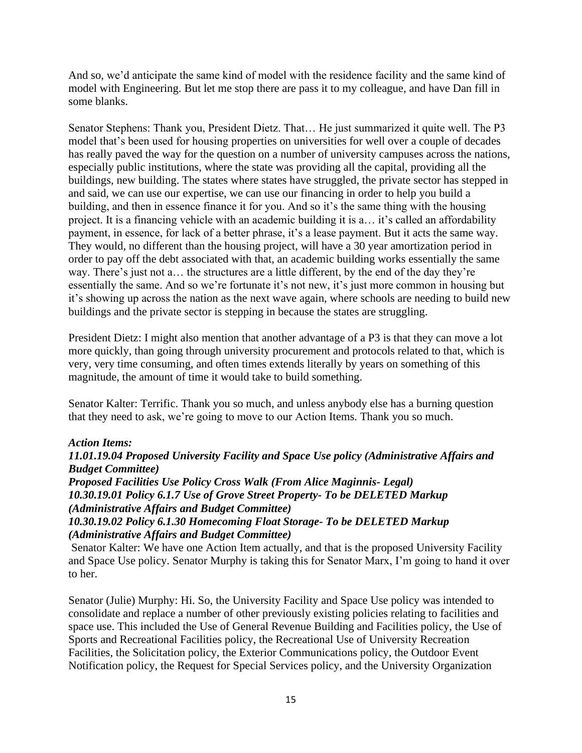And so, we'd anticipate the same kind of model with the residence facility and the same kind of model with Engineering. But let me stop there are pass it to my colleague, and have Dan fill in some blanks.

Senator Stephens: Thank you, President Dietz. That… He just summarized it quite well. The P3 model that's been used for housing properties on universities for well over a couple of decades has really paved the way for the question on a number of university campuses across the nations, especially public institutions, where the state was providing all the capital, providing all the buildings, new building. The states where states have struggled, the private sector has stepped in and said, we can use our expertise, we can use our financing in order to help you build a building, and then in essence finance it for you. And so it's the same thing with the housing project. It is a financing vehicle with an academic building it is a… it's called an affordability payment, in essence, for lack of a better phrase, it's a lease payment. But it acts the same way. They would, no different than the housing project, will have a 30 year amortization period in order to pay off the debt associated with that, an academic building works essentially the same way. There's just not a… the structures are a little different, by the end of the day they're essentially the same. And so we're fortunate it's not new, it's just more common in housing but it's showing up across the nation as the next wave again, where schools are needing to build new buildings and the private sector is stepping in because the states are struggling.

President Dietz: I might also mention that another advantage of a P3 is that they can move a lot more quickly, than going through university procurement and protocols related to that, which is very, very time consuming, and often times extends literally by years on something of this magnitude, the amount of time it would take to build something.

Senator Kalter: Terrific. Thank you so much, and unless anybody else has a burning question that they need to ask, we're going to move to our Action Items. Thank you so much.

***Action Items:***
***11.01.19.04 Proposed University Facility and Space Use policy (Administrative Affairs and Budget Committee)***
***Proposed Facilities Use Policy Cross Walk (From Alice Maginnis- Legal)***
***10.30.19.01 Policy 6.1.7 Use of Grove Street Property- To be DELETED Markup (Administrative Affairs and Budget Committee)***
***10.30.19.02 Policy 6.1.30 Homecoming Float Storage- To be DELETED Markup (Administrative Affairs and Budget Committee)***

Senator Kalter: We have one Action Item actually, and that is the proposed University Facility and Space Use policy. Senator Murphy is taking this for Senator Marx, I'm going to hand it over to her.

Senator (Julie) Murphy: Hi. So, the University Facility and Space Use policy was intended to consolidate and replace a number of other previously existing policies relating to facilities and space use. This included the Use of General Revenue Building and Facilities policy, the Use of Sports and Recreational Facilities policy, the Recreational Use of University Recreation Facilities, the Solicitation policy, the Exterior Communications policy, the Outdoor Event Notification policy, the Request for Special Services policy, and the University Organization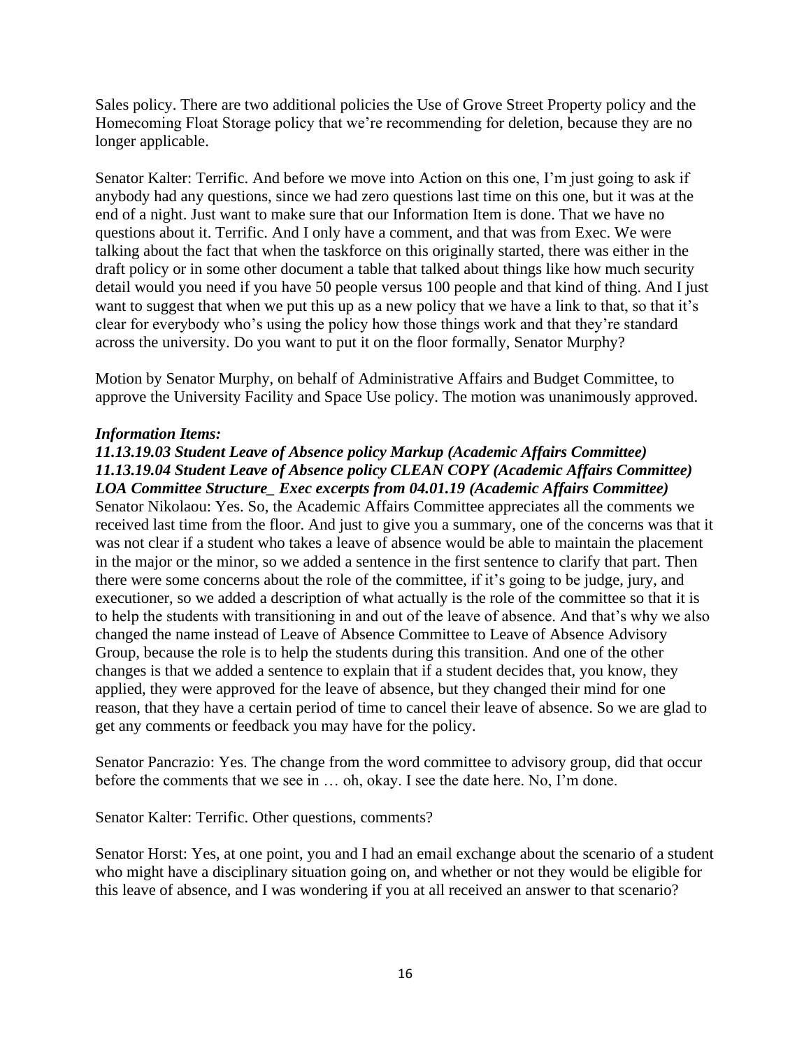Sales policy. There are two additional policies the Use of Grove Street Property policy and the Homecoming Float Storage policy that we're recommending for deletion, because they are no longer applicable.

Senator Kalter: Terrific. And before we move into Action on this one, I'm just going to ask if anybody had any questions, since we had zero questions last time on this one, but it was at the end of a night. Just want to make sure that our Information Item is done. That we have no questions about it. Terrific. And I only have a comment, and that was from Exec. We were talking about the fact that when the taskforce on this originally started, there was either in the draft policy or in some other document a table that talked about things like how much security detail would you need if you have 50 people versus 100 people and that kind of thing. And I just want to suggest that when we put this up as a new policy that we have a link to that, so that it's clear for everybody who's using the policy how those things work and that they're standard across the university. Do you want to put it on the floor formally, Senator Murphy?

Motion by Senator Murphy, on behalf of Administrative Affairs and Budget Committee, to approve the University Facility and Space Use policy. The motion was unanimously approved.

***Information Items:***

***11.13.19.03 Student Leave of Absence policy Markup (Academic Affairs Committee)***
***11.13.19.04 Student Leave of Absence policy CLEAN COPY (Academic Affairs Committee)***
***LOA Committee Structure_ Exec excerpts from 04.01.19 (Academic Affairs Committee)***

Senator Nikolaou: Yes. So, the Academic Affairs Committee appreciates all the comments we received last time from the floor. And just to give you a summary, one of the concerns was that it was not clear if a student who takes a leave of absence would be able to maintain the placement in the major or the minor, so we added a sentence in the first sentence to clarify that part. Then there were some concerns about the role of the committee, if it's going to be judge, jury, and executioner, so we added a description of what actually is the role of the committee so that it is to help the students with transitioning in and out of the leave of absence. And that's why we also changed the name instead of Leave of Absence Committee to Leave of Absence Advisory Group, because the role is to help the students during this transition. And one of the other changes is that we added a sentence to explain that if a student decides that, you know, they applied, they were approved for the leave of absence, but they changed their mind for one reason, that they have a certain period of time to cancel their leave of absence. So we are glad to get any comments or feedback you may have for the policy.

Senator Pancrazio: Yes. The change from the word committee to advisory group, did that occur before the comments that we see in … oh, okay. I see the date here. No, I'm done.

Senator Kalter: Terrific. Other questions, comments?

Senator Horst: Yes, at one point, you and I had an email exchange about the scenario of a student who might have a disciplinary situation going on, and whether or not they would be eligible for this leave of absence, and I was wondering if you at all received an answer to that scenario?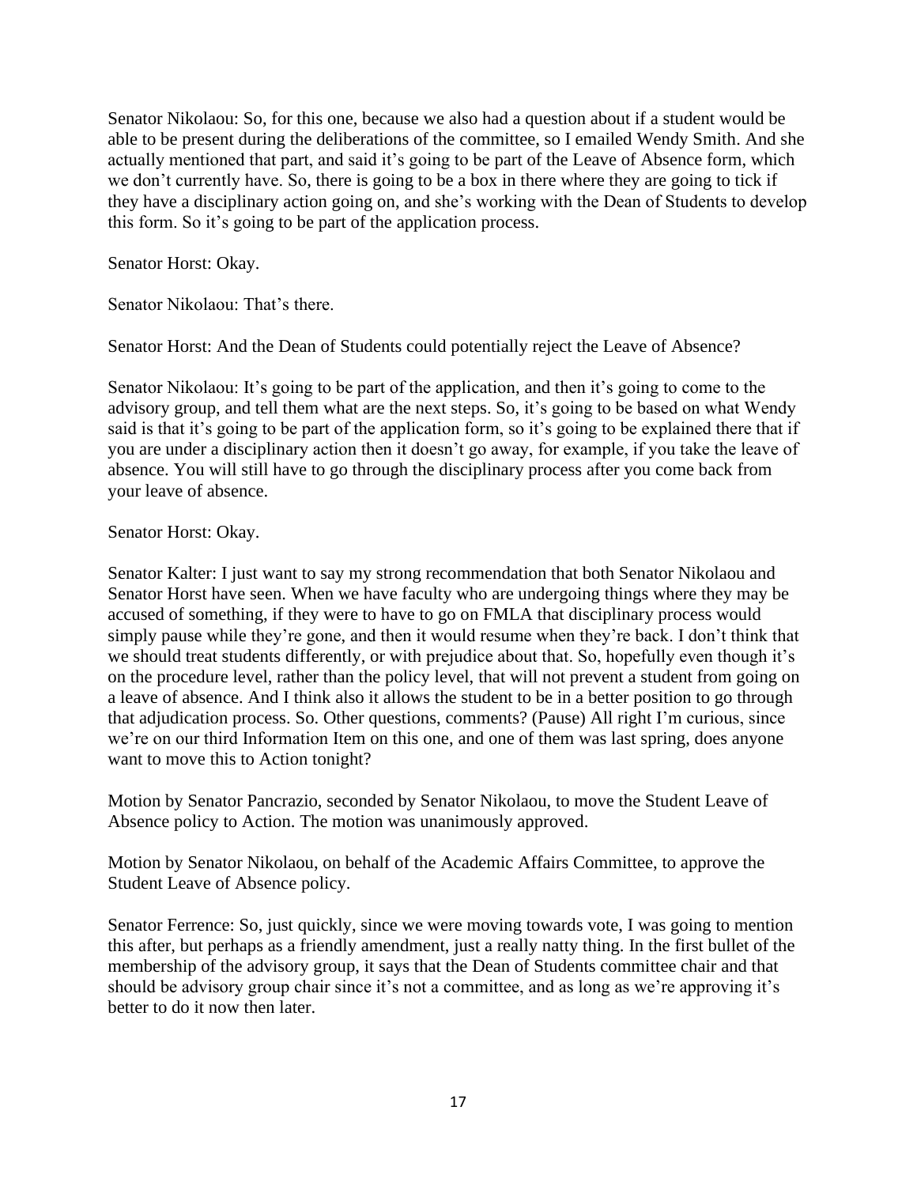Senator Nikolaou: So, for this one, because we also had a question about if a student would be able to be present during the deliberations of the committee, so I emailed Wendy Smith. And she actually mentioned that part, and said it's going to be part of the Leave of Absence form, which we don't currently have. So, there is going to be a box in there where they are going to tick if they have a disciplinary action going on, and she's working with the Dean of Students to develop this form. So it's going to be part of the application process.

Senator Horst: Okay.

Senator Nikolaou: That's there.

Senator Horst: And the Dean of Students could potentially reject the Leave of Absence?

Senator Nikolaou: It's going to be part of the application, and then it's going to come to the advisory group, and tell them what are the next steps. So, it's going to be based on what Wendy said is that it's going to be part of the application form, so it's going to be explained there that if you are under a disciplinary action then it doesn't go away, for example, if you take the leave of absence. You will still have to go through the disciplinary process after you come back from your leave of absence.

Senator Horst: Okay.

Senator Kalter: I just want to say my strong recommendation that both Senator Nikolaou and Senator Horst have seen. When we have faculty who are undergoing things where they may be accused of something, if they were to have to go on FMLA that disciplinary process would simply pause while they're gone, and then it would resume when they're back. I don't think that we should treat students differently, or with prejudice about that. So, hopefully even though it's on the procedure level, rather than the policy level, that will not prevent a student from going on a leave of absence. And I think also it allows the student to be in a better position to go through that adjudication process. So. Other questions, comments? (Pause) All right I'm curious, since we're on our third Information Item on this one, and one of them was last spring, does anyone want to move this to Action tonight?

Motion by Senator Pancrazio, seconded by Senator Nikolaou, to move the Student Leave of Absence policy to Action. The motion was unanimously approved.

Motion by Senator Nikolaou, on behalf of the Academic Affairs Committee, to approve the Student Leave of Absence policy.

Senator Ferrence: So, just quickly, since we were moving towards vote, I was going to mention this after, but perhaps as a friendly amendment, just a really natty thing. In the first bullet of the membership of the advisory group, it says that the Dean of Students committee chair and that should be advisory group chair since it's not a committee, and as long as we're approving it's better to do it now then later.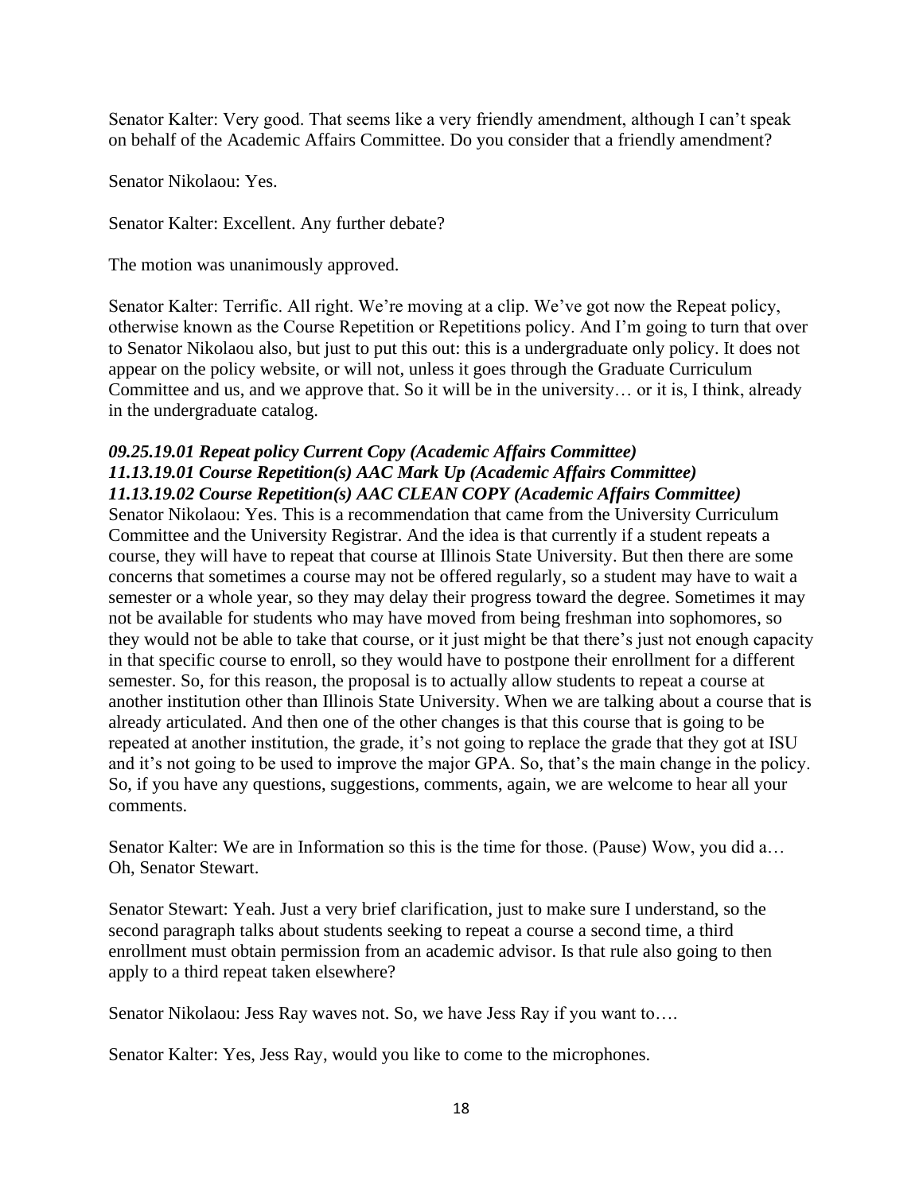Senator Kalter: Very good. That seems like a very friendly amendment, although I can't speak on behalf of the Academic Affairs Committee. Do you consider that a friendly amendment?

Senator Nikolaou: Yes.

Senator Kalter: Excellent. Any further debate?

The motion was unanimously approved.

Senator Kalter: Terrific. All right. We're moving at a clip. We've got now the Repeat policy, otherwise known as the Course Repetition or Repetitions policy. And I'm going to turn that over to Senator Nikolaou also, but just to put this out: this is a undergraduate only policy. It does not appear on the policy website, or will not, unless it goes through the Graduate Curriculum Committee and us, and we approve that. So it will be in the university… or it is, I think, already in the undergraduate catalog.

***09.25.19.01 Repeat policy Current Copy (Academic Affairs Committee)***
***11.13.19.01 Course Repetition(s) AAC Mark Up (Academic Affairs Committee)***
***11.13.19.02 Course Repetition(s) AAC CLEAN COPY (Academic Affairs Committee)***

Senator Nikolaou: Yes. This is a recommendation that came from the University Curriculum Committee and the University Registrar. And the idea is that currently if a student repeats a course, they will have to repeat that course at Illinois State University. But then there are some concerns that sometimes a course may not be offered regularly, so a student may have to wait a semester or a whole year, so they may delay their progress toward the degree. Sometimes it may not be available for students who may have moved from being freshman into sophomores, so they would not be able to take that course, or it just might be that there's just not enough capacity in that specific course to enroll, so they would have to postpone their enrollment for a different semester. So, for this reason, the proposal is to actually allow students to repeat a course at another institution other than Illinois State University. When we are talking about a course that is already articulated. And then one of the other changes is that this course that is going to be repeated at another institution, the grade, it's not going to replace the grade that they got at ISU and it's not going to be used to improve the major GPA. So, that's the main change in the policy. So, if you have any questions, suggestions, comments, again, we are welcome to hear all your comments.

Senator Kalter: We are in Information so this is the time for those. (Pause) Wow, you did a… Oh, Senator Stewart.

Senator Stewart: Yeah. Just a very brief clarification, just to make sure I understand, so the second paragraph talks about students seeking to repeat a course a second time, a third enrollment must obtain permission from an academic advisor. Is that rule also going to then apply to a third repeat taken elsewhere?

Senator Nikolaou: Jess Ray waves not. So, we have Jess Ray if you want to….

Senator Kalter: Yes, Jess Ray, would you like to come to the microphones.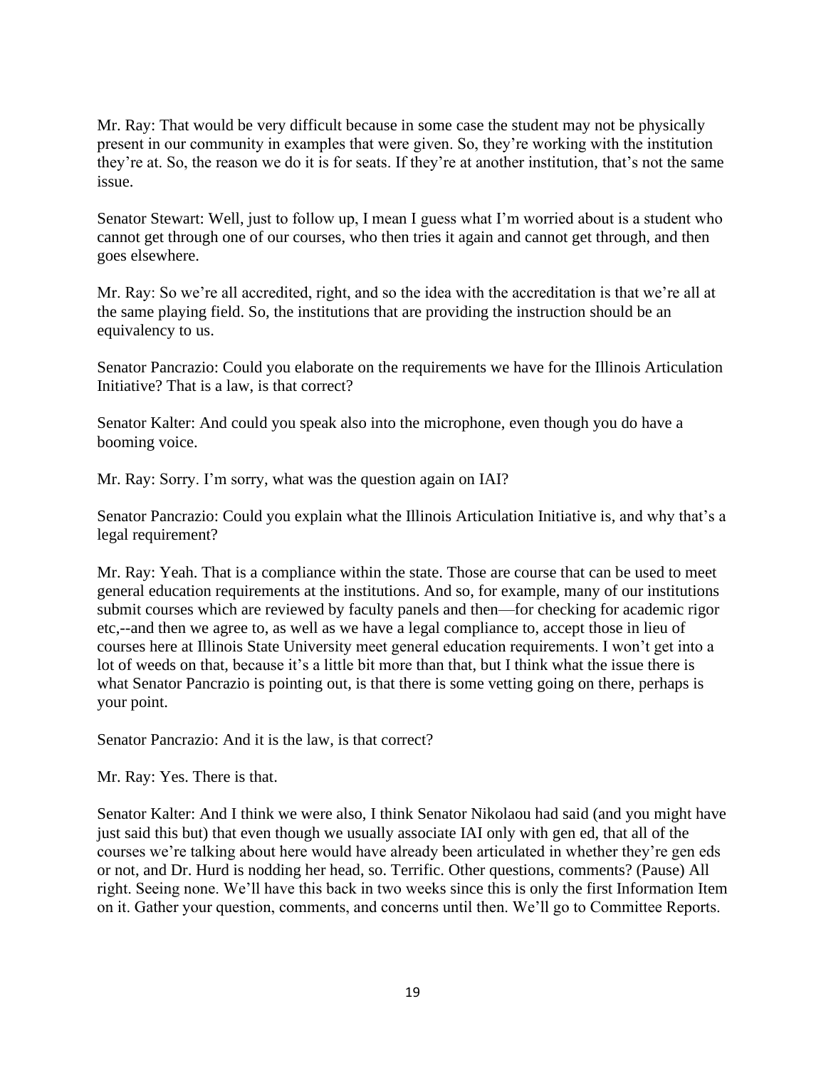Mr. Ray: That would be very difficult because in some case the student may not be physically present in our community in examples that were given. So, they're working with the institution they're at. So, the reason we do it is for seats. If they're at another institution, that's not the same issue.

Senator Stewart: Well, just to follow up, I mean I guess what I'm worried about is a student who cannot get through one of our courses, who then tries it again and cannot get through, and then goes elsewhere.

Mr. Ray: So we're all accredited, right, and so the idea with the accreditation is that we're all at the same playing field. So, the institutions that are providing the instruction should be an equivalency to us.

Senator Pancrazio: Could you elaborate on the requirements we have for the Illinois Articulation Initiative? That is a law, is that correct?

Senator Kalter: And could you speak also into the microphone, even though you do have a booming voice.

Mr. Ray: Sorry. I'm sorry, what was the question again on IAI?

Senator Pancrazio: Could you explain what the Illinois Articulation Initiative is, and why that's a legal requirement?

Mr. Ray: Yeah. That is a compliance within the state. Those are course that can be used to meet general education requirements at the institutions. And so, for example, many of our institutions submit courses which are reviewed by faculty panels and then—for checking for academic rigor etc,--and then we agree to, as well as we have a legal compliance to, accept those in lieu of courses here at Illinois State University meet general education requirements. I won't get into a lot of weeds on that, because it's a little bit more than that, but I think what the issue there is what Senator Pancrazio is pointing out, is that there is some vetting going on there, perhaps is your point.

Senator Pancrazio: And it is the law, is that correct?

Mr. Ray: Yes. There is that.

Senator Kalter: And I think we were also, I think Senator Nikolaou had said (and you might have just said this but) that even though we usually associate IAI only with gen ed, that all of the courses we're talking about here would have already been articulated in whether they're gen eds or not, and Dr. Hurd is nodding her head, so. Terrific. Other questions, comments? (Pause) All right. Seeing none. We'll have this back in two weeks since this is only the first Information Item on it. Gather your question, comments, and concerns until then. We'll go to Committee Reports.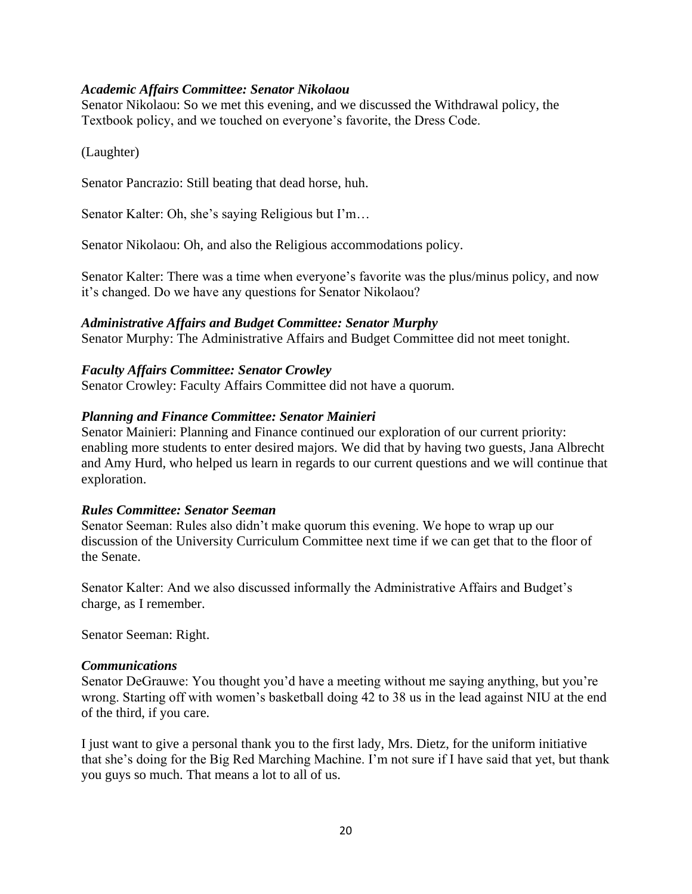***Academic Affairs Committee: Senator Nikolaou***

Senator Nikolaou: So we met this evening, and we discussed the Withdrawal policy, the Textbook policy, and we touched on everyone's favorite, the Dress Code.

(Laughter)

Senator Pancrazio: Still beating that dead horse, huh.

Senator Kalter: Oh, she's saying Religious but I'm…

Senator Nikolaou: Oh, and also the Religious accommodations policy.

Senator Kalter: There was a time when everyone's favorite was the plus/minus policy, and now it's changed. Do we have any questions for Senator Nikolaou?

***Administrative Affairs and Budget Committee: Senator Murphy***

Senator Murphy: The Administrative Affairs and Budget Committee did not meet tonight.

***Faculty Affairs Committee: Senator Crowley***

Senator Crowley: Faculty Affairs Committee did not have a quorum.

***Planning and Finance Committee: Senator Mainieri***

Senator Mainieri: Planning and Finance continued our exploration of our current priority: enabling more students to enter desired majors. We did that by having two guests, Jana Albrecht and Amy Hurd, who helped us learn in regards to our current questions and we will continue that exploration.

***Rules Committee: Senator Seeman***

Senator Seeman: Rules also didn't make quorum this evening. We hope to wrap up our discussion of the University Curriculum Committee next time if we can get that to the floor of the Senate.

Senator Kalter: And we also discussed informally the Administrative Affairs and Budget's charge, as I remember.

Senator Seeman: Right.

***Communications***

Senator DeGrauwe: You thought you'd have a meeting without me saying anything, but you're wrong. Starting off with women's basketball doing 42 to 38 us in the lead against NIU at the end of the third, if you care.

I just want to give a personal thank you to the first lady, Mrs. Dietz, for the uniform initiative that she's doing for the Big Red Marching Machine. I'm not sure if I have said that yet, but thank you guys so much. That means a lot to all of us.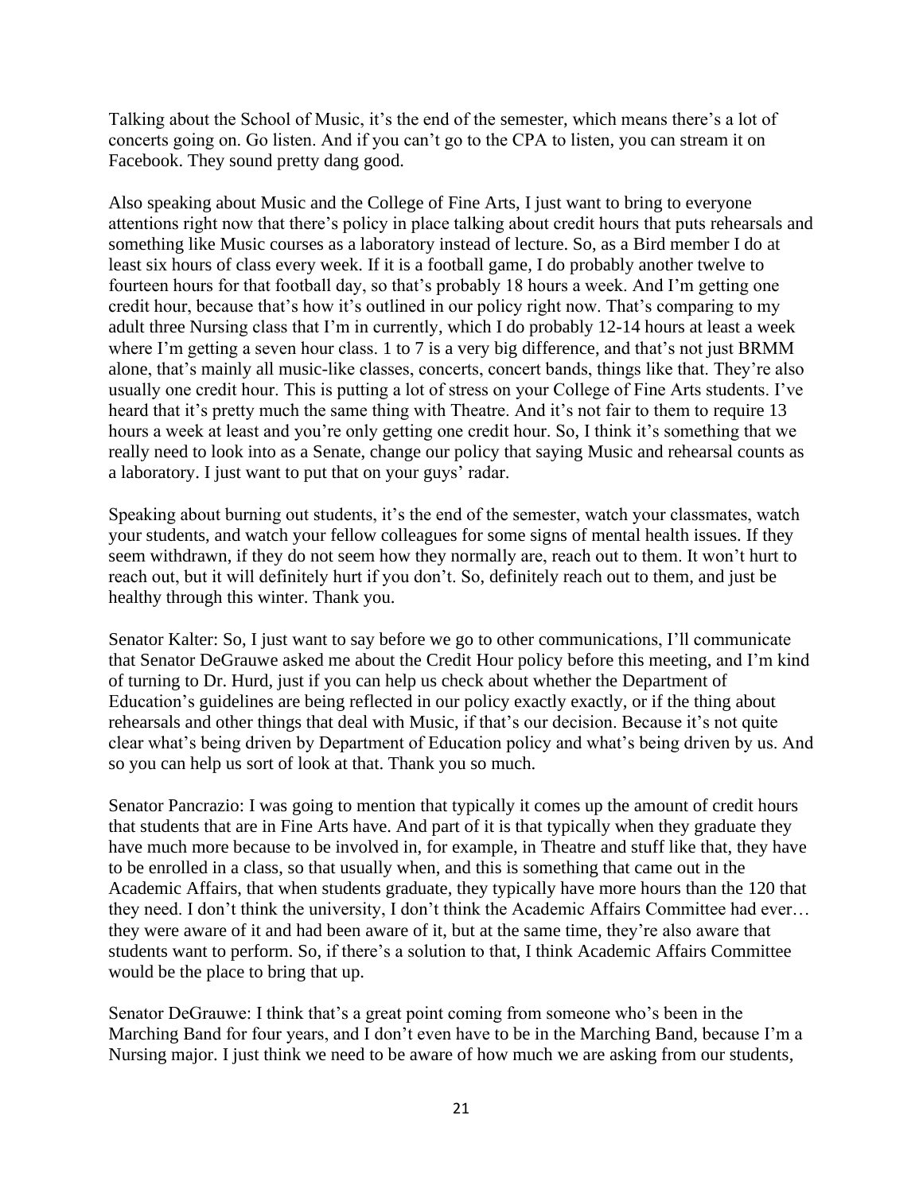Talking about the School of Music, it's the end of the semester, which means there's a lot of concerts going on. Go listen. And if you can't go to the CPA to listen, you can stream it on Facebook. They sound pretty dang good.

Also speaking about Music and the College of Fine Arts, I just want to bring to everyone attentions right now that there's policy in place talking about credit hours that puts rehearsals and something like Music courses as a laboratory instead of lecture. So, as a Bird member I do at least six hours of class every week. If it is a football game, I do probably another twelve to fourteen hours for that football day, so that's probably 18 hours a week. And I'm getting one credit hour, because that's how it's outlined in our policy right now. That's comparing to my adult three Nursing class that I'm in currently, which I do probably 12-14 hours at least a week where I'm getting a seven hour class. 1 to 7 is a very big difference, and that's not just BRMM alone, that's mainly all music-like classes, concerts, concert bands, things like that. They're also usually one credit hour. This is putting a lot of stress on your College of Fine Arts students. I've heard that it's pretty much the same thing with Theatre. And it's not fair to them to require 13 hours a week at least and you're only getting one credit hour. So, I think it's something that we really need to look into as a Senate, change our policy that saying Music and rehearsal counts as a laboratory. I just want to put that on your guys' radar.

Speaking about burning out students, it's the end of the semester, watch your classmates, watch your students, and watch your fellow colleagues for some signs of mental health issues. If they seem withdrawn, if they do not seem how they normally are, reach out to them. It won't hurt to reach out, but it will definitely hurt if you don't. So, definitely reach out to them, and just be healthy through this winter. Thank you.

Senator Kalter: So, I just want to say before we go to other communications, I'll communicate that Senator DeGrauwe asked me about the Credit Hour policy before this meeting, and I'm kind of turning to Dr. Hurd, just if you can help us check about whether the Department of Education's guidelines are being reflected in our policy exactly exactly, or if the thing about rehearsals and other things that deal with Music, if that's our decision. Because it's not quite clear what's being driven by Department of Education policy and what's being driven by us. And so you can help us sort of look at that. Thank you so much.

Senator Pancrazio: I was going to mention that typically it comes up the amount of credit hours that students that are in Fine Arts have. And part of it is that typically when they graduate they have much more because to be involved in, for example, in Theatre and stuff like that, they have to be enrolled in a class, so that usually when, and this is something that came out in the Academic Affairs, that when students graduate, they typically have more hours than the 120 that they need. I don't think the university, I don't think the Academic Affairs Committee had ever… they were aware of it and had been aware of it, but at the same time, they're also aware that students want to perform. So, if there's a solution to that, I think Academic Affairs Committee would be the place to bring that up.

Senator DeGrauwe: I think that's a great point coming from someone who's been in the Marching Band for four years, and I don't even have to be in the Marching Band, because I'm a Nursing major. I just think we need to be aware of how much we are asking from our students,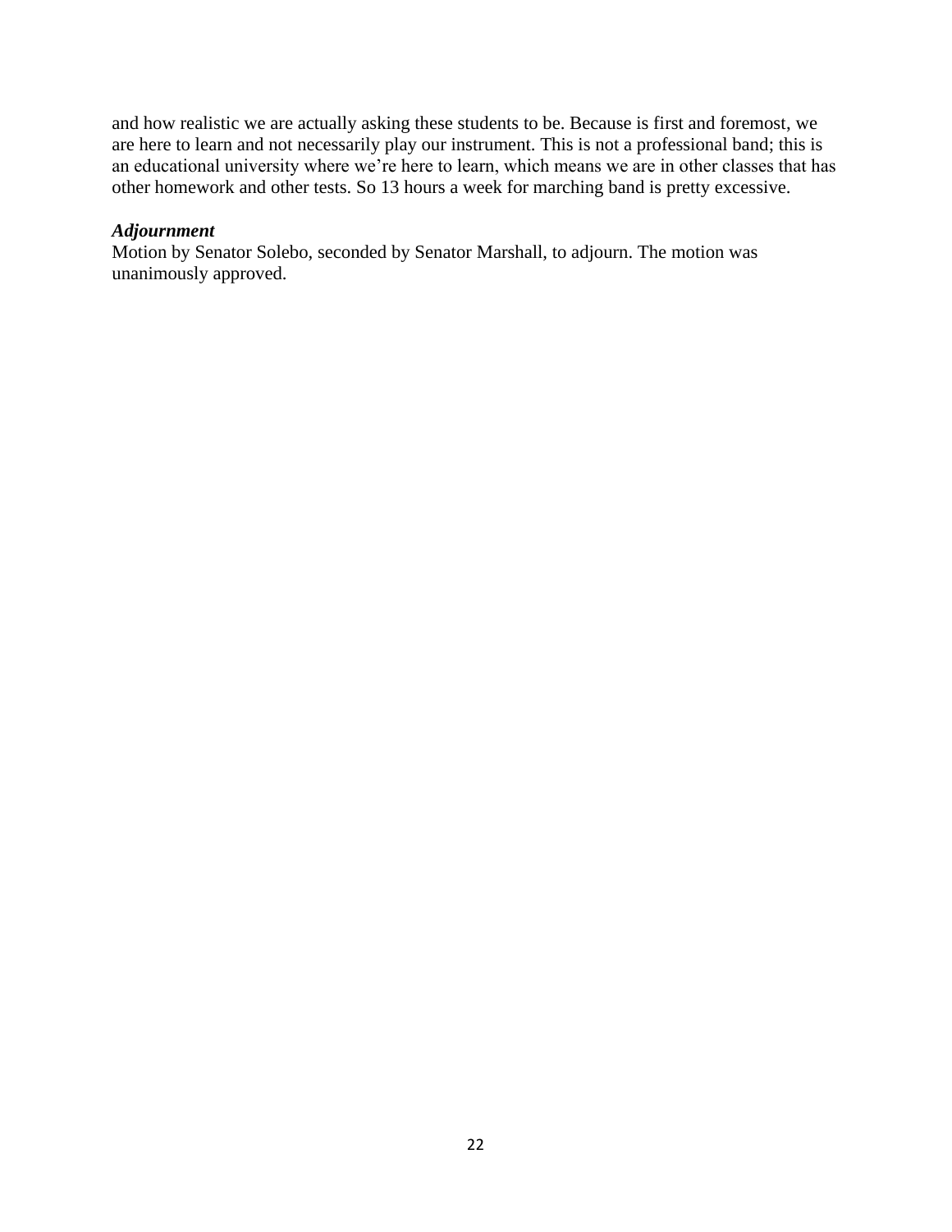and how realistic we are actually asking these students to be. Because is first and foremost, we are here to learn and not necessarily play our instrument. This is not a professional band; this is an educational university where we're here to learn, which means we are in other classes that has other homework and other tests. So 13 hours a week for marching band is pretty excessive.

***Adjournment***

Motion by Senator Solebo, seconded by Senator Marshall, to adjourn. The motion was unanimously approved.